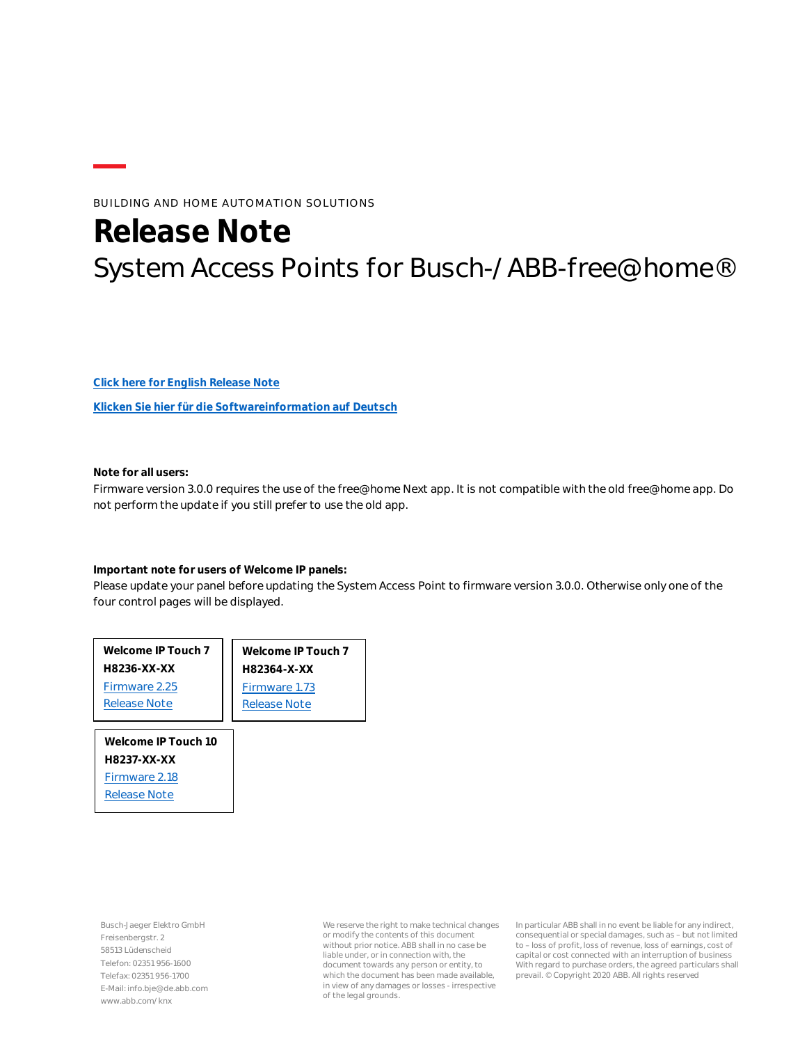BUILDING AND HOME AUTOMATION SOLUTIONS

# Release Note

## System Access Points for Busch-/ABB-free@home®

[Click here for English Release Note]

[Klicken Sie hier für die Softwareinformation auf Deutsch]

**Note for all users:**

Firmware version 3.0.0 requires the use of the free@home Next app. It is not compatible with the old free@home app. Do not perform the update if you still prefer to use the old app.

**Important note for users of Welcome IP panels:**

Please update your panel before updating the System Access Point to firmware version 3.0.0. Otherwise only one of the four control pages will be displayed.

**Welcome IP Touch 7**
**H8236-XX-XX**
Firmware 2.25
Release Note

**Welcome IP Touch 7**
**H82364-X-XX**
Firmware 1.73
Release Note

**Welcome IP Touch 10**
**H8237-XX-XX**
Firmware 2.18
Release Note

Busch-Jaeger Elektro GmbH
Freisenbergstr. 2
58513 Lüdenscheid
Telefon: 02351 956-1600
Telefax: 02351 956-1700
E-Mail: info.bje@de.abb.com
www.abb.com/knx

We reserve the right to make technical changes or modify the contents of this document without prior notice. ABB shall in no case be liable under, or in connection with, the document towards any person or entity, to which the document has been made available, in view of any damages or losses - irrespective of the legal grounds.

In particular ABB shall in no event be liable for any indirect, consequential or special damages, such as – but not limited to – loss of profit, loss of revenue, loss of earnings, cost of capital or cost connected with an interruption of business With regard to purchase orders, the agreed particulars shall prevail. © Copyright 2020 ABB. All rights reserved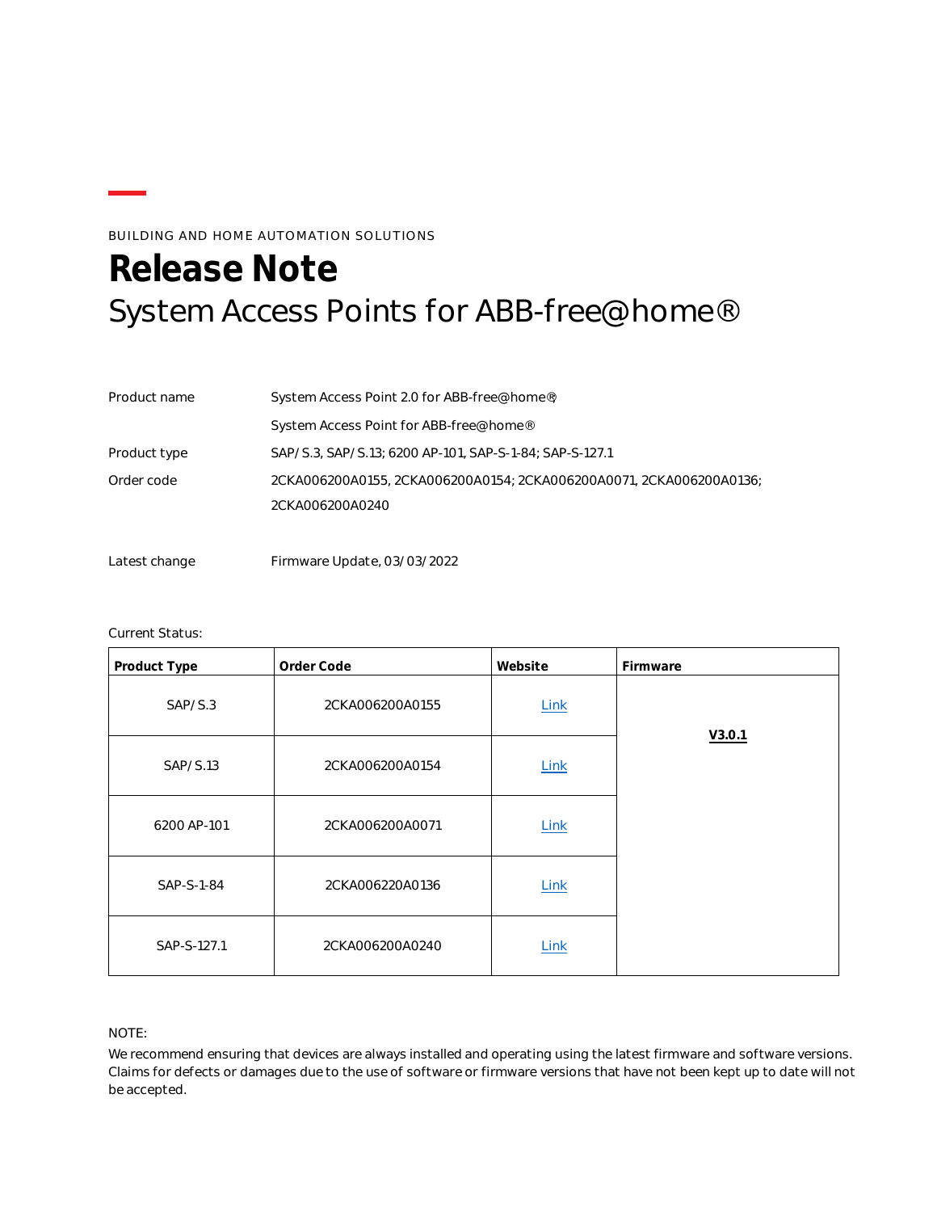BUILDING AND HOME AUTOMATION SOLUTIONS

# Release Note

## System Access Points for ABB-free@home®

| | |
|---|---|
| Product name | System Access Point 2.0 for ABB-free@home®; |
| | System Access Point for ABB-free@home® |
| Product type | SAP/S.3, SAP/S.13; 6200 AP-101, SAP-S-1-84; SAP-S-127.1 |
| Order code | 2CKA006200A0155, 2CKA006200A0154; 2CKA006200A0071, 2CKA006200A0136; 2CKA006200A0240 |
| Latest change | Firmware Update, 03/03/2022 |

Current Status:

| Product Type | Order Code | Website | Firmware |
|---|---|---|---|
| SAP/S.3 | 2CKA006200A0155 | Link | **V3.0.1** |
| SAP/S.13 | 2CKA006200A0154 | Link | |
| 6200 AP-101 | 2CKA006200A0071 | Link | |
| SAP-S-1-84 | 2CKA006220A0136 | Link | |
| SAP-S-127.1 | 2CKA006200A0240 | Link | |

NOTE:

We recommend ensuring that devices are always installed and operating using the latest firmware and software versions. Claims for defects or damages due to the use of software or firmware versions that have not been kept up to date will not be accepted.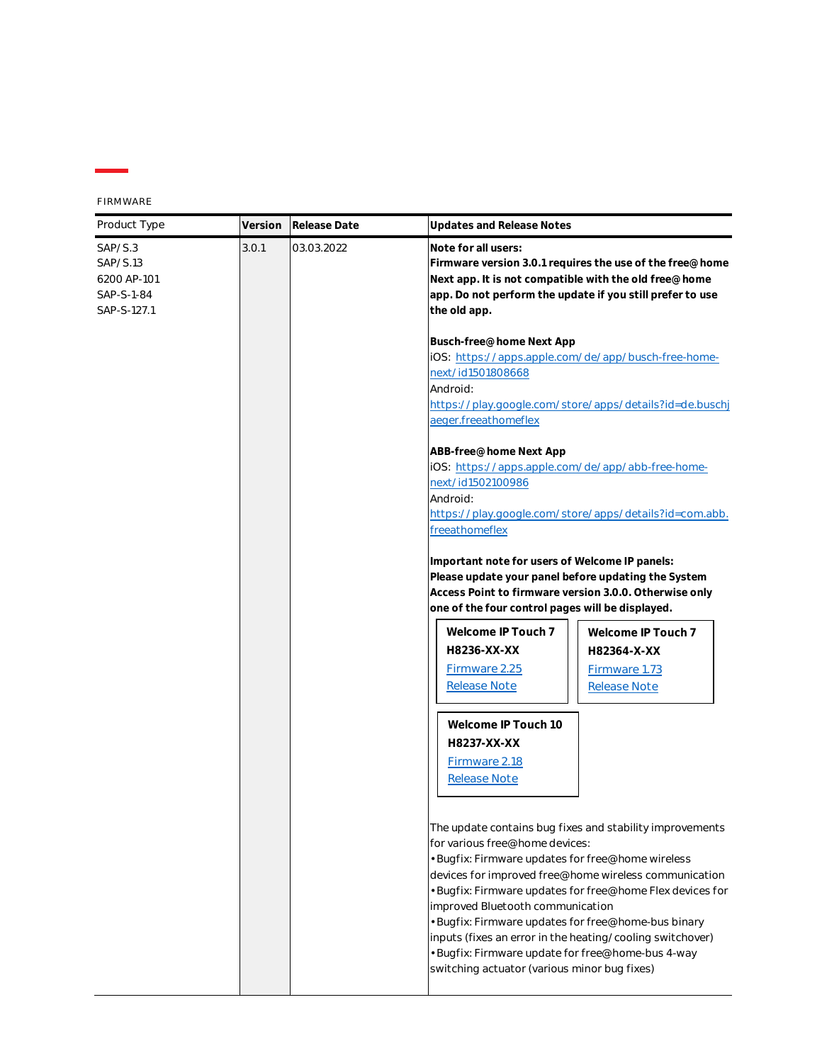FIRMWARE

| Product Type | Version | Release Date | Updates and Release Notes |
|---|---|---|---|
| SAP/S.3<br>SAP/S.13<br>6200 AP-101<br>SAP-S-1-84<br>SAP-S-127.1 | 3.0.1 | 03.03.2022 | **Note for all users:**<br>**Firmware version 3.0.1 requires the use of the free@home Next app. It is not compatible with the old free@home app. Do not perform the update if you still prefer to use the old app.**<br><br>**Busch-free@home Next App**<br>iOS: https://apps.apple.com/de/app/busch-free-home-next/id1501808668<br>Android:<br>https://play.google.com/store/apps/details?id=de.buschjaeger.freeathomeflex<br><br>**ABB-free@home Next App**<br>iOS: https://apps.apple.com/de/app/abb-free-home-next/id1502100986<br>Android:<br>https://play.google.com/store/apps/details?id=com.abb.freeathomeflex<br><br>**Important note for users of Welcome IP panels:**<br>**Please update your panel before updating the System Access Point to firmware version 3.0.0. Otherwise only one of the four control pages will be displayed.**<br><br>**Welcome IP Touch 7**<br>**H8236-XX-XX**<br>Firmware 2.25<br>Release Note<br><br>**Welcome IP Touch 7**<br>**H82364-X-XX**<br>Firmware 1.73<br>Release Note<br><br>**Welcome IP Touch 10**<br>**H8237-XX-XX**<br>Firmware 2.18<br>Release Note<br><br>The update contains bug fixes and stability improvements for various free@home devices:<br>• Bugfix: Firmware updates for free@home wireless devices for improved free@home wireless communication<br>• Bugfix: Firmware updates for free@home Flex devices for improved Bluetooth communication<br>• Bugfix: Firmware updates for free@home-bus binary inputs (fixes an error in the heating/cooling switchover)<br>• Bugfix: Firmware update for free@home-bus 4-way switching actuator (various minor bug fixes) |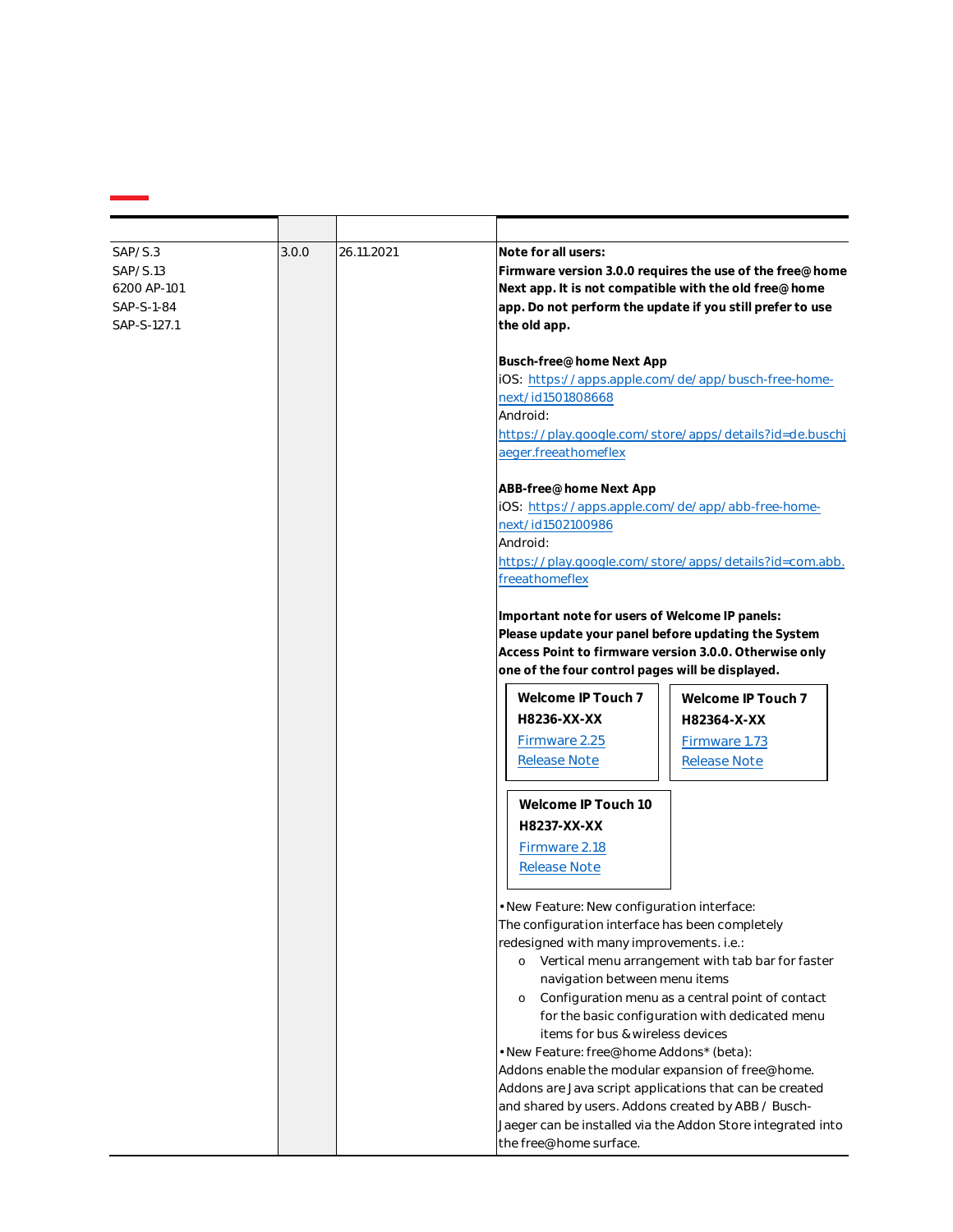| | | | |
|---|---|---|---|
| SAP/S.3<br>SAP/S.13<br>6200 AP-101<br>SAP-S-1-84<br>SAP-S-127.1 | 3.0.0 | 26.11.2021 | **Note for all users:**<br>**Firmware version 3.0.0 requires the use of the free@home Next app. It is not compatible with the old free@home app. Do not perform the update if you still prefer to use the old app.**<br><br>**Busch-free@home Next App**<br>iOS: https://apps.apple.com/de/app/busch-free-home-next/id1501808668<br>Android:<br>https://play.google.com/store/apps/details?id=de.buschjaeger.freeathomeflex<br><br>**ABB-free@home Next App**<br>iOS: https://apps.apple.com/de/app/abb-free-home-next/id1502100986<br>Android:<br>https://play.google.com/store/apps/details?id=com.abb.freeathomeflex<br><br>**Important note for users of Welcome IP panels:**<br>**Please update your panel before updating the System Access Point to firmware version 3.0.0. Otherwise only one of the four control pages will be displayed.**<br><br>**Welcome IP Touch 7**<br>**H8236-XX-XX**<br>Firmware 2.25<br>Release Note<br><br>**Welcome IP Touch 7**<br>**H82364-X-XX**<br>Firmware 1.73<br>Release Note<br><br>**Welcome IP Touch 10**<br>**H8237-XX-XX**<br>Firmware 2.18<br>Release Note<br><br>• New Feature: New configuration interface:<br>The configuration interface has been completely redesigned with many improvements. i.e.:<br>o Vertical menu arrangement with tab bar for faster navigation between menu items<br>o Configuration menu as a central point of contact for the basic configuration with dedicated menu items for bus & wireless devices<br>• New Feature: free@home Addons* (beta):<br>Addons enable the modular expansion of free@home. Addons are Java script applications that can be created and shared by users. Addons created by ABB / Busch-Jaeger can be installed via the Addon Store integrated into the free@home surface. |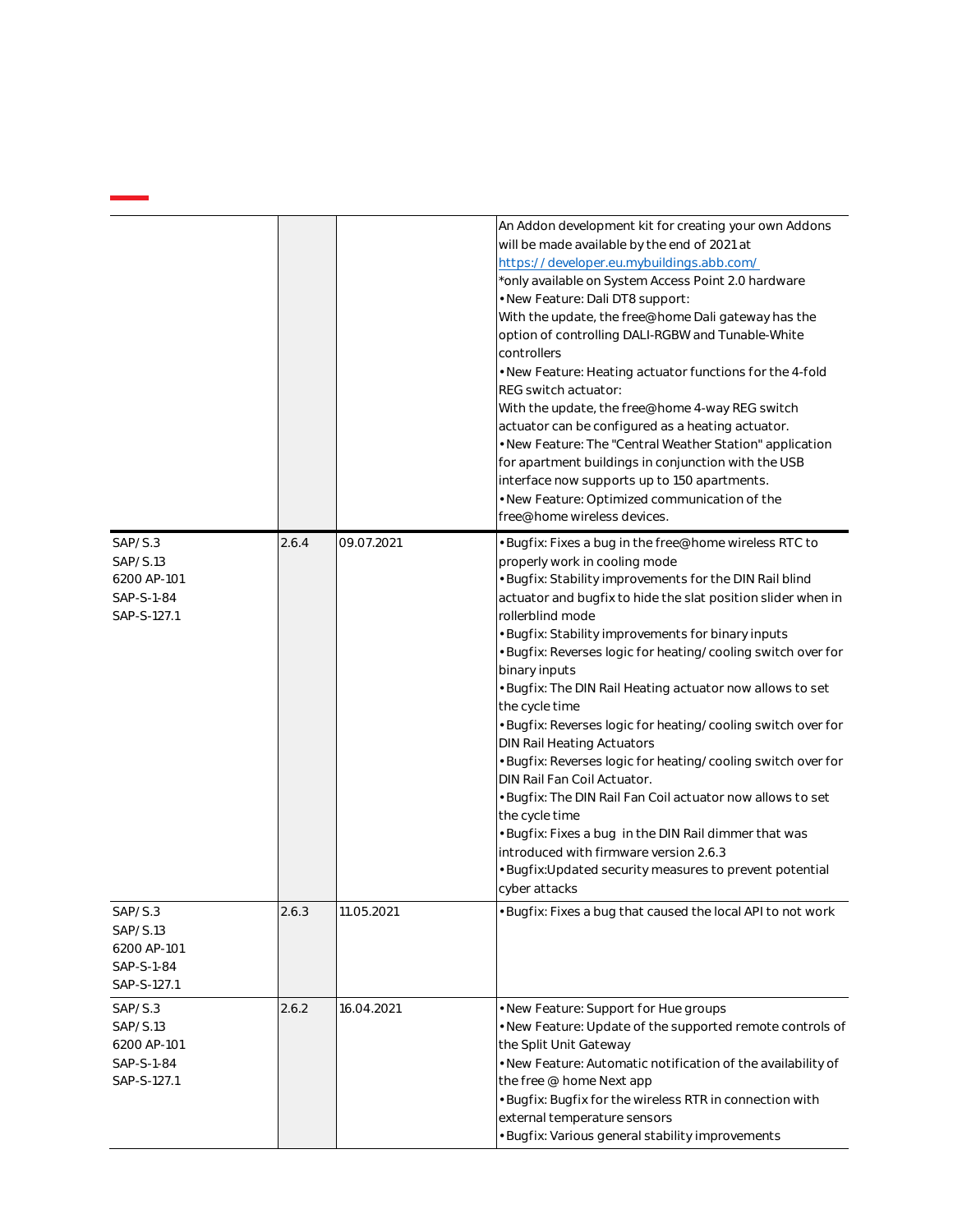| | | | |
|---|---|---|---|
| | | | An Addon development kit for creating your own Addons will be made available by the end of 2021 at https://developer.eu.mybuildings.abb.com/ *only available on System Access Point 2.0 hardware<br>• New Feature: Dali DT8 support:<br>With the update, the free@home Dali gateway has the option of controlling DALI-RGBW and Tunable-White controllers<br>• New Feature: Heating actuator functions for the 4-fold REG switch actuator:<br>With the update, the free@home 4-way REG switch actuator can be configured as a heating actuator.<br>• New Feature: The "Central Weather Station" application for apartment buildings in conjunction with the USB interface now supports up to 150 apartments.<br>• New Feature: Optimized communication of the free@home wireless devices. |
| SAP/S.3<br>SAP/S.13<br>6200 AP-101<br>SAP-S-1-84<br>SAP-S-127.1 | 2.6.4 | 09.07.2021 | • Bugfix: Fixes a bug in the free@home wireless RTC to properly work in cooling mode<br>• Bugfix: Stability improvements for the DIN Rail blind actuator and bugfix to hide the slat position slider when in rollerblind mode<br>• Bugfix: Stability improvements for binary inputs<br>• Bugfix: Reverses logic for heating/cooling switch over for binary inputs<br>• Bugfix: The DIN Rail Heating actuator now allows to set the cycle time<br>• Bugfix: Reverses logic for heating/cooling switch over for DIN Rail Heating Actuators<br>• Bugfix: Reverses logic for heating/cooling switch over for DIN Rail Fan Coil Actuator.<br>• Bugfix: The DIN Rail Fan Coil actuator now allows to set the cycle time<br>• Bugfix: Fixes a bug in the DIN Rail dimmer that was introduced with firmware version 2.6.3<br>• Bugfix:Updated security measures to prevent potential cyber attacks |
| SAP/S.3<br>SAP/S.13<br>6200 AP-101<br>SAP-S-1-84<br>SAP-S-127.1 | 2.6.3 | 11.05.2021 | • Bugfix: Fixes a bug that caused the local API to not work |
| SAP/S.3<br>SAP/S.13<br>6200 AP-101<br>SAP-S-1-84<br>SAP-S-127.1 | 2.6.2 | 16.04.2021 | • New Feature: Support for Hue groups<br>• New Feature: Update of the supported remote controls of the Split Unit Gateway<br>• New Feature: Automatic notification of the availability of the free @ home Next app<br>• Bugfix: Bugfix for the wireless RTR in connection with external temperature sensors<br>• Bugfix: Various general stability improvements |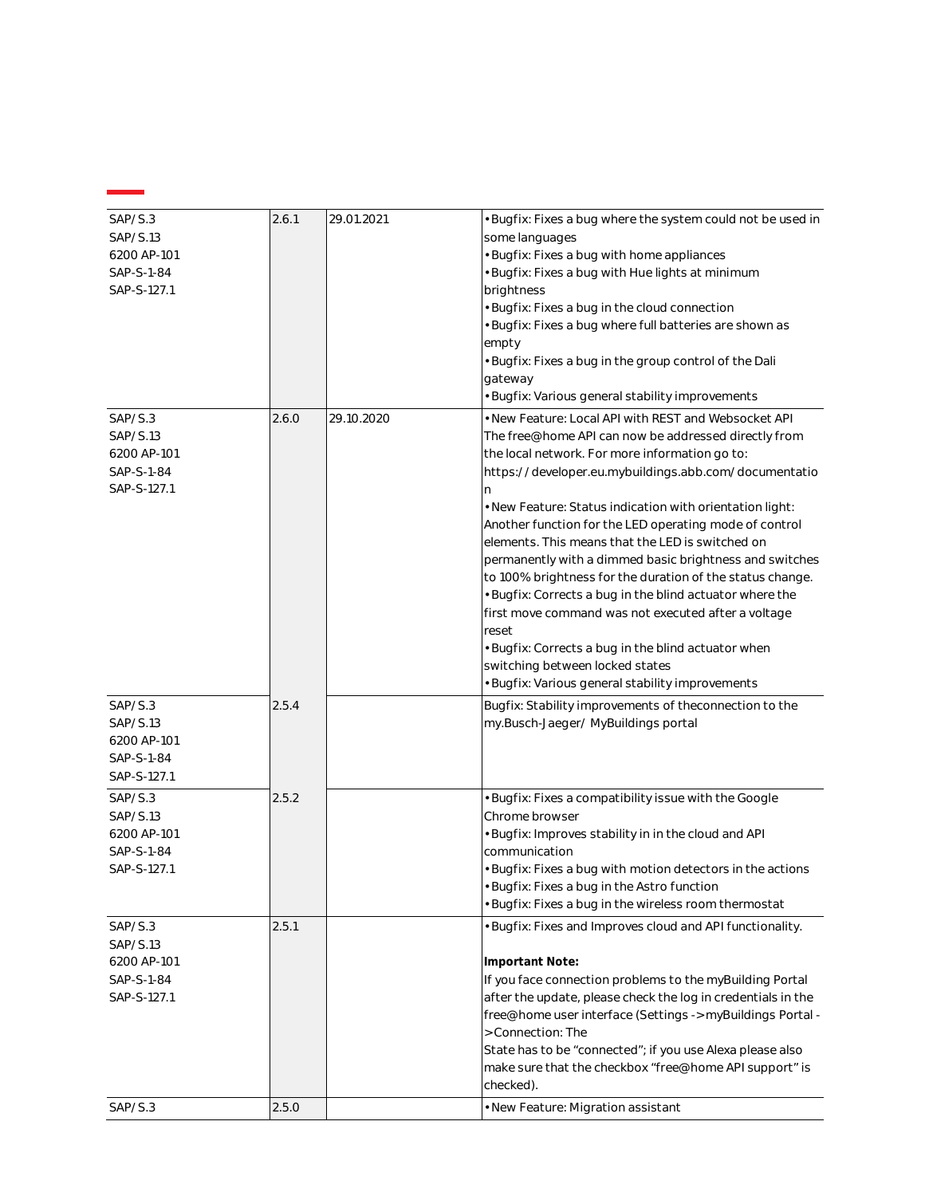| | | | |
|---|---|---|---|
| SAP/S.3<br>SAP/S.13<br>6200 AP-101<br>SAP-S-1-84<br>SAP-S-127.1 | 2.6.1 | 29.01.2021 | • Bugfix: Fixes a bug where the system could not be used in some languages<br>• Bugfix: Fixes a bug with home appliances<br>• Bugfix: Fixes a bug with Hue lights at minimum brightness<br>• Bugfix: Fixes a bug in the cloud connection<br>• Bugfix: Fixes a bug where full batteries are shown as empty<br>• Bugfix: Fixes a bug in the group control of the Dali gateway<br>• Bugfix: Various general stability improvements |
| SAP/S.3<br>SAP/S.13<br>6200 AP-101<br>SAP-S-1-84<br>SAP-S-127.1 | 2.6.0 | 29.10.2020 | • New Feature: Local API with REST and Websocket API The free@home API can now be addressed directly from the local network. For more information go to: https://developer.eu.mybuildings.abb.com/documentation<br>• New Feature: Status indication with orientation light: Another function for the LED operating mode of control elements. This means that the LED is switched on permanently with a dimmed basic brightness and switches to 100% brightness for the duration of the status change.<br>• Bugfix: Corrects a bug in the blind actuator where the first move command was not executed after a voltage reset<br>• Bugfix: Corrects a bug in the blind actuator when switching between locked states<br>• Bugfix: Various general stability improvements |
| SAP/S.3<br>SAP/S.13<br>6200 AP-101<br>SAP-S-1-84<br>SAP-S-127.1 | 2.5.4 | | Bugfix: Stability improvements of theconnection to the my.Busch-Jaeger/ MyBuildings portal |
| SAP/S.3<br>SAP/S.13<br>6200 AP-101<br>SAP-S-1-84<br>SAP-S-127.1 | 2.5.2 | | • Bugfix: Fixes a compatibility issue with the Google Chrome browser<br>• Bugfix: Improves stability in in the cloud and API communication<br>• Bugfix: Fixes a bug with motion detectors in the actions<br>• Bugfix: Fixes a bug in the Astro function<br>• Bugfix: Fixes a bug in the wireless room thermostat |
| SAP/S.3<br>SAP/S.13<br>6200 AP-101<br>SAP-S-1-84<br>SAP-S-127.1 | 2.5.1 | | • Bugfix: Fixes and Improves cloud and API functionality.<br><br>**Important Note:**<br>If you face connection problems to the myBuilding Portal after the update, please check the log in credentials in the free@home user interface (Settings -> myBuildings Portal -> Connection: The State has to be "connected"; if you use Alexa please also make sure that the checkbox "free@home API support" is checked). |
| SAP/S.3 | 2.5.0 | | • New Feature: Migration assistant |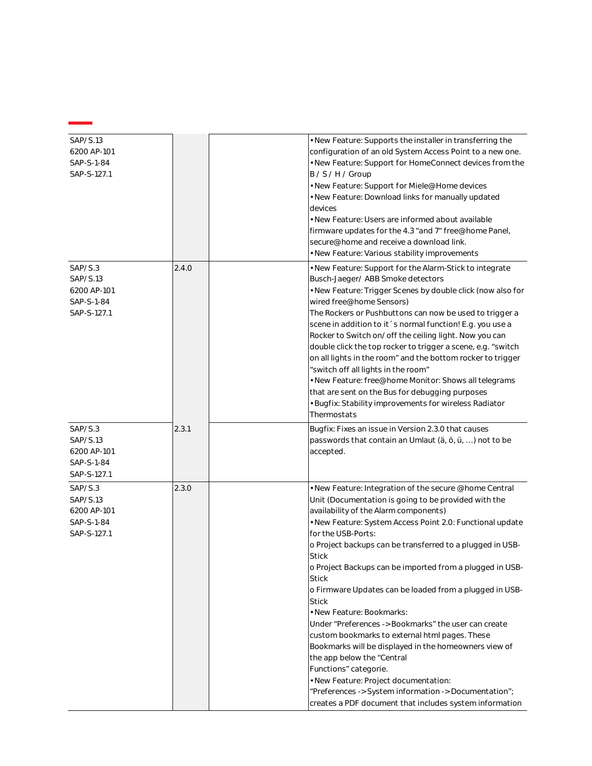| | | | |
|---|---|---|---|
| SAP/S.13<br>6200 AP-101<br>SAP-S-1-84<br>SAP-S-127.1 | | | • New Feature: Supports the installer in transferring the configuration of an old System Access Point to a new one.<br>• New Feature: Support for HomeConnect devices from the B / S / H / Group<br>• New Feature: Support for Miele@Home devices<br>• New Feature: Download links for manually updated devices<br>• New Feature: Users are informed about available firmware updates for the 4.3 "and 7" free@home Panel, secure@home and receive a download link.<br>• New Feature: Various stability improvements |
| SAP/S.3<br>SAP/S.13<br>6200 AP-101<br>SAP-S-1-84<br>SAP-S-127.1 | 2.4.0 | | • New Feature: Support for the Alarm-Stick to integrate Busch-Jaeger/ ABB Smoke detectors<br>• New Feature: Trigger Scenes by double click (now also for wired free@home Sensors)<br>The Rockers or Pushbuttons can now be used to trigger a scene in addition to it´s normal function! E.g. you use a Rocker to Switch on/off the ceiling light. Now you can double click the top rocker to trigger a scene, e.g. "switch on all lights in the room" and the bottom rocker to trigger "switch off all lights in the room"<br>• New Feature: free@home Monitor: Shows all telegrams that are sent on the Bus for debugging purposes<br>• Bugfix: Stability improvements for wireless Radiator Thermostats |
| SAP/S.3<br>SAP/S.13<br>6200 AP-101<br>SAP-S-1-84<br>SAP-S-127.1 | 2.3.1 | | Bugfix: Fixes an issue in Version 2.3.0 that causes passwords that contain an Umlaut (ä, ö, ü, …) not to be accepted. |
| SAP/S.3<br>SAP/S.13<br>6200 AP-101<br>SAP-S-1-84<br>SAP-S-127.1 | 2.3.0 | | • New Feature: Integration of the secure @home Central Unit (Documentation is going to be provided with the availability of the Alarm components)<br>• New Feature: System Access Point 2.0: Functional update for the USB-Ports:<br>o Project backups can be transferred to a plugged in USB-Stick<br>o Project Backups can be imported from a plugged in USB-Stick<br>o Firmware Updates can be loaded from a plugged in USB-Stick<br>• New Feature: Bookmarks:<br>Under "Preferences -> Bookmarks" the user can create custom bookmarks to external html pages. These Bookmarks will be displayed in the homeowners view of the app below the "Central Functions" categorie.<br>• New Feature: Project documentation:<br>"Preferences -> System information -> Documentation"; creates a PDF document that includes system information |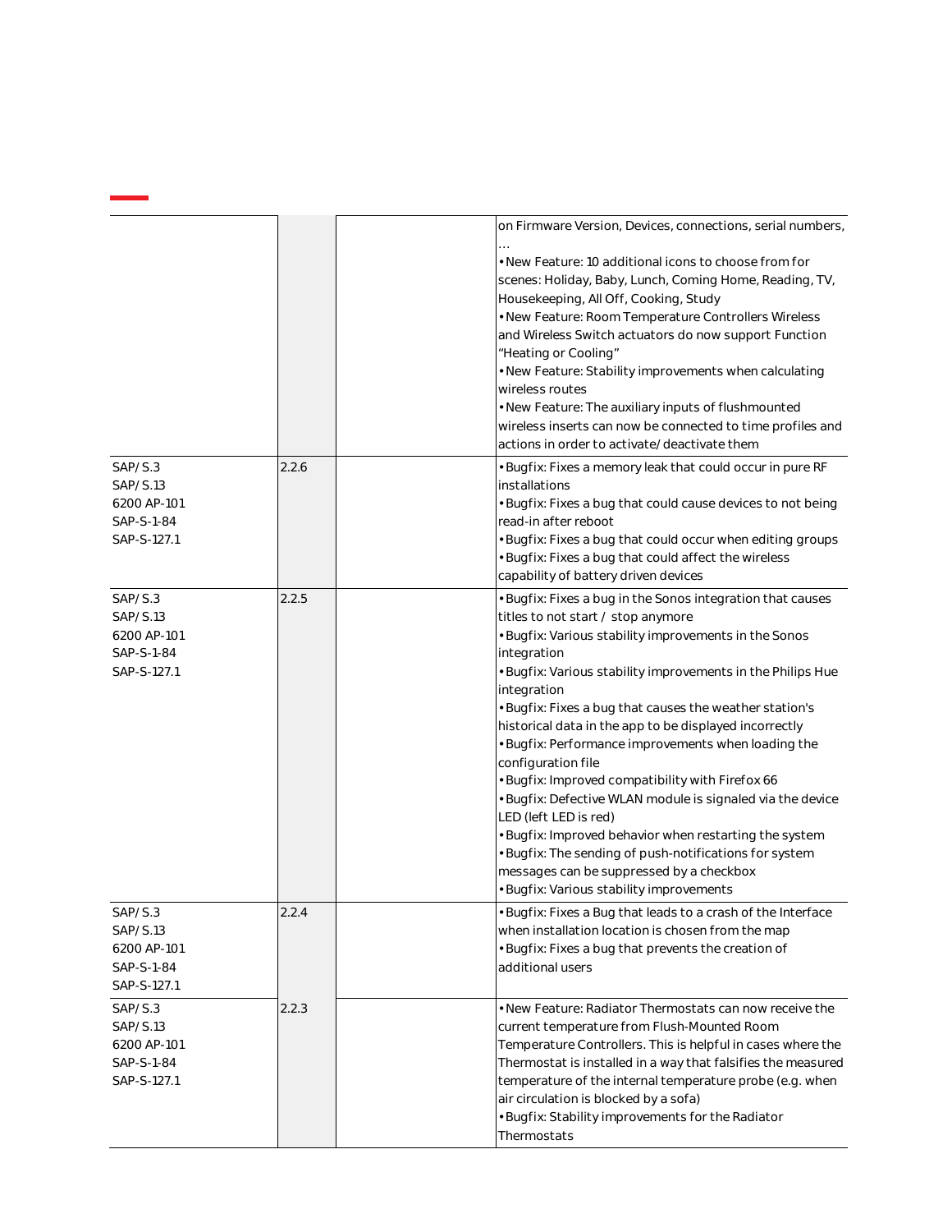| | | | |
|---|---|---|---|
| | | | on Firmware Version, Devices, connections, serial numbers, …<br>• New Feature: 10 additional icons to choose from for scenes: Holiday, Baby, Lunch, Coming Home, Reading, TV, Housekeeping, All Off, Cooking, Study<br>• New Feature: Room Temperature Controllers Wireless and Wireless Switch actuators do now support Function "Heating or Cooling"<br>• New Feature: Stability improvements when calculating wireless routes<br>• New Feature: The auxiliary inputs of flushmounted wireless inserts can now be connected to time profiles and actions in order to activate/deactivate them |
| SAP/S.3<br>SAP/S.13<br>6200 AP-101<br>SAP-S-1-84<br>SAP-S-127.1 | 2.2.6 | | • Bugfix: Fixes a memory leak that could occur in pure RF installations<br>• Bugfix: Fixes a bug that could cause devices to not being read-in after reboot<br>• Bugfix: Fixes a bug that could occur when editing groups<br>• Bugfix: Fixes a bug that could affect the wireless capability of battery driven devices |
| SAP/S.3<br>SAP/S.13<br>6200 AP-101<br>SAP-S-1-84<br>SAP-S-127.1 | 2.2.5 | | • Bugfix: Fixes a bug in the Sonos integration that causes titles to not start / stop anymore<br>• Bugfix: Various stability improvements in the Sonos integration<br>• Bugfix: Various stability improvements in the Philips Hue integration<br>• Bugfix: Fixes a bug that causes the weather station's historical data in the app to be displayed incorrectly<br>• Bugfix: Performance improvements when loading the configuration file<br>• Bugfix: Improved compatibility with Firefox 66<br>• Bugfix: Defective WLAN module is signaled via the device LED (left LED is red)<br>• Bugfix: Improved behavior when restarting the system<br>• Bugfix: The sending of push-notifications for system messages can be suppressed by a checkbox<br>• Bugfix: Various stability improvements |
| SAP/S.3<br>SAP/S.13<br>6200 AP-101<br>SAP-S-1-84<br>SAP-S-127.1 | 2.2.4 | | • Bugfix: Fixes a Bug that leads to a crash of the Interface when installation location is chosen from the map<br>• Bugfix: Fixes a bug that prevents the creation of additional users |
| SAP/S.3<br>SAP/S.13<br>6200 AP-101<br>SAP-S-1-84<br>SAP-S-127.1 | 2.2.3 | | • New Feature: Radiator Thermostats can now receive the current temperature from Flush-Mounted Room Temperature Controllers. This is helpful in cases where the Thermostat is installed in a way that falsifies the measured temperature of the internal temperature probe (e.g. when air circulation is blocked by a sofa)<br>• Bugfix: Stability improvements for the Radiator Thermostats |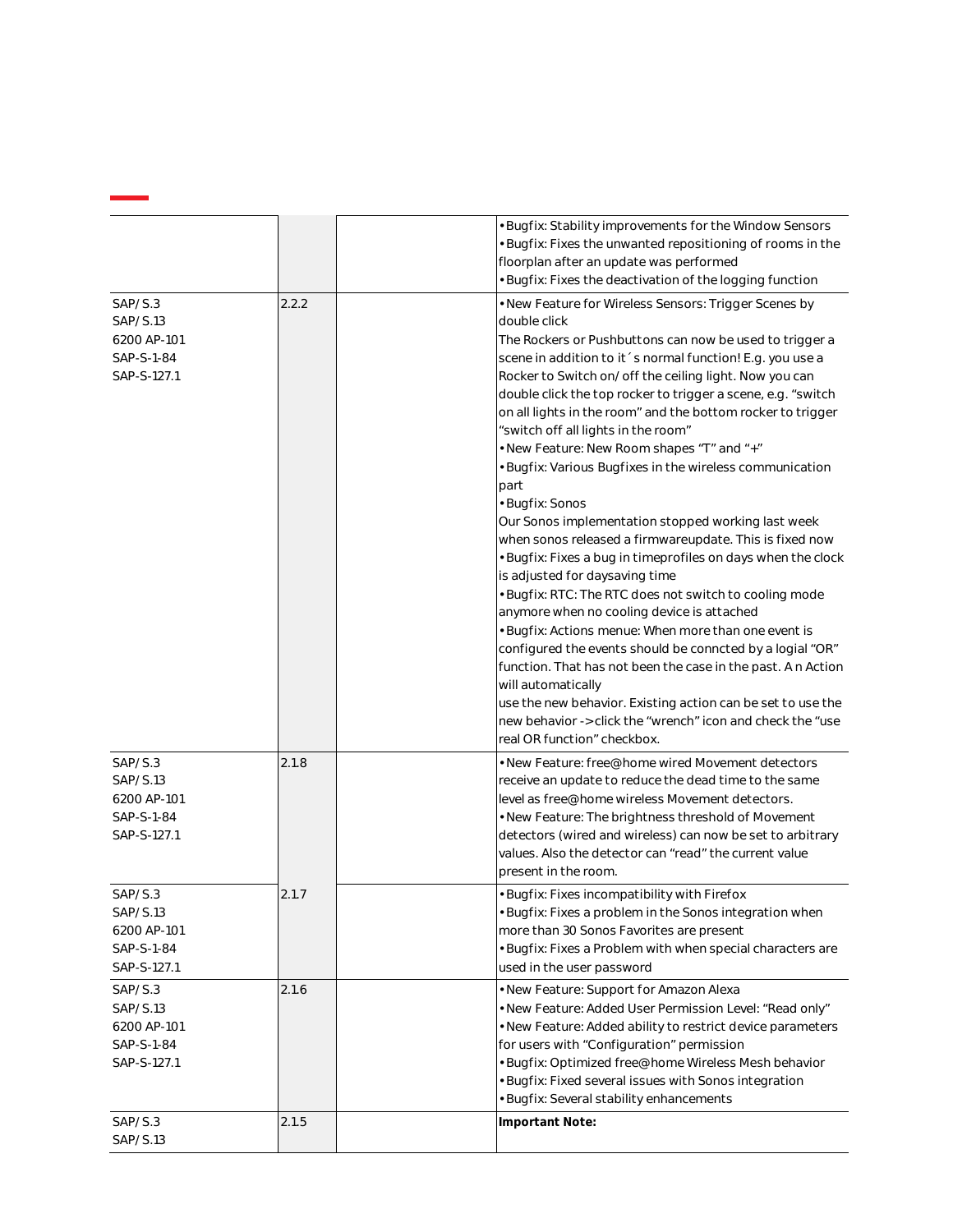| | | | |
|---|---|---|---|
| | | | • Bugfix: Stability improvements for the Window Sensors<br>• Bugfix: Fixes the unwanted repositioning of rooms in the floorplan after an update was performed<br>• Bugfix: Fixes the deactivation of the logging function |
| SAP/S.3<br>SAP/S.13<br>6200 AP-101<br>SAP-S-1-84<br>SAP-S-127.1 | 2.2.2 | | • New Feature for Wireless Sensors: Trigger Scenes by double click<br>The Rockers or Pushbuttons can now be used to trigger a scene in addition to it´s normal function! E.g. you use a Rocker to Switch on/off the ceiling light. Now you can double click the top rocker to trigger a scene, e.g. "switch on all lights in the room" and the bottom rocker to trigger "switch off all lights in the room"<br>• New Feature: New Room shapes "T" and "+"<br>• Bugfix: Various Bugfixes in the wireless communication part<br>• Bugfix: Sonos<br>Our Sonos implementation stopped working last week when sonos released a firmwareupdate. This is fixed now<br>• Bugfix: Fixes a bug in timeprofiles on days when the clock is adjusted for daysaving time<br>• Bugfix: RTC: The RTC does not switch to cooling mode anymore when no cooling device is attached<br>• Bugfix: Actions menue: When more than one event is configured the events should be conncted by a logial "OR" function. That has not been the case in the past. A n Action will automatically<br>use the new behavior. Existing action can be set to use the new behavior -> click the "wrench" icon and check the "use real OR function" checkbox. |
| SAP/S.3<br>SAP/S.13<br>6200 AP-101<br>SAP-S-1-84<br>SAP-S-127.1 | 2.1.8 | | • New Feature: free@home wired Movement detectors receive an update to reduce the dead time to the same level as free@home wireless Movement detectors.<br>• New Feature: The brightness threshold of Movement detectors (wired and wireless) can now be set to arbitrary values. Also the detector can "read" the current value present in the room. |
| SAP/S.3<br>SAP/S.13<br>6200 AP-101<br>SAP-S-1-84<br>SAP-S-127.1 | 2.1.7 | | • Bugfix: Fixes incompatibility with Firefox<br>• Bugfix: Fixes a problem in the Sonos integration when more than 30 Sonos Favorites are present<br>• Bugfix: Fixes a Problem with when special characters are used in the user password |
| SAP/S.3<br>SAP/S.13<br>6200 AP-101<br>SAP-S-1-84<br>SAP-S-127.1 | 2.1.6 | | • New Feature: Support for Amazon Alexa<br>• New Feature: Added User Permission Level: "Read only"<br>• New Feature: Added ability to restrict device parameters for users with "Configuration" permission<br>• Bugfix: Optimized free@home Wireless Mesh behavior<br>• Bugfix: Fixed several issues with Sonos integration<br>• Bugfix: Several stability enhancements |
| SAP/S.3<br>SAP/S.13 | 2.1.5 | | **Important Note:** |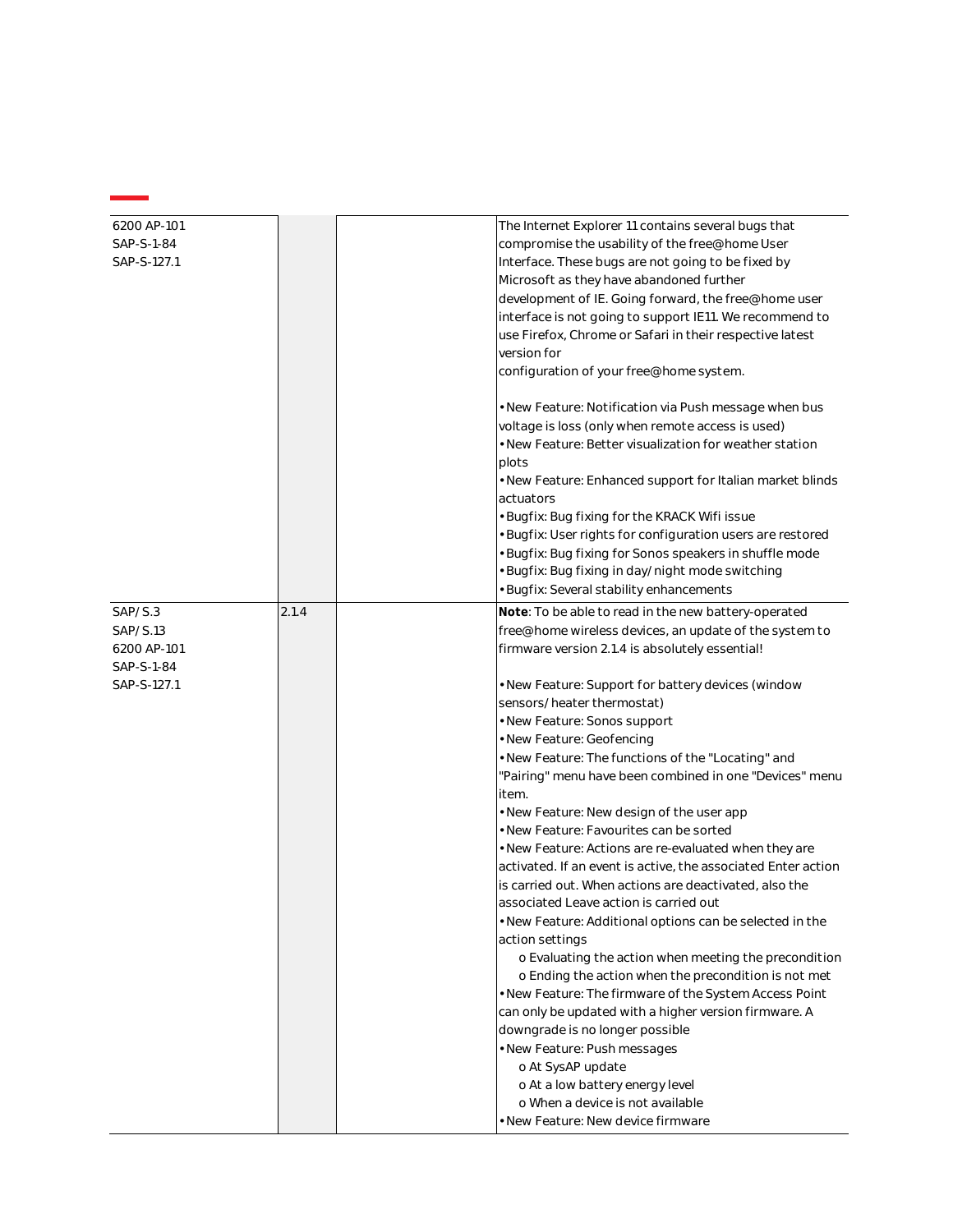| | | | |
|---|---|---|---|
| 6200 AP-101<br>SAP-S-1-84<br>SAP-S-127.1 | | | The Internet Explorer 11 contains several bugs that compromise the usability of the free@home User Interface. These bugs are not going to be fixed by Microsoft as they have abandoned further development of IE. Going forward, the free@home user interface is not going to support IE11. We recommend to use Firefox, Chrome or Safari in their respective latest version for configuration of your free@home system.<br><br>• New Feature: Notification via Push message when bus voltage is loss (only when remote access is used)<br>• New Feature: Better visualization for weather station plots<br>• New Feature: Enhanced support for Italian market blinds actuators<br>• Bugfix: Bug fixing for the KRACK Wifi issue<br>• Bugfix: User rights for configuration users are restored<br>• Bugfix: Bug fixing for Sonos speakers in shuffle mode<br>• Bugfix: Bug fixing in day/night mode switching<br>• Bugfix: Several stability enhancements |
| SAP/S.3<br>SAP/S.13<br>6200 AP-101<br>SAP-S-1-84<br>SAP-S-127.1 | 2.1.4 | | **Note**: To be able to read in the new battery-operated free@home wireless devices, an update of the system to firmware version 2.1.4 is absolutely essential!<br><br>• New Feature: Support for battery devices (window sensors/heater thermostat)<br>• New Feature: Sonos support<br>• New Feature: Geofencing<br>• New Feature: The functions of the "Locating" and "Pairing" menu have been combined in one "Devices" menu item.<br>• New Feature: New design of the user app<br>• New Feature: Favourites can be sorted<br>• New Feature: Actions are re-evaluated when they are activated. If an event is active, the associated Enter action is carried out. When actions are deactivated, also the associated Leave action is carried out<br>• New Feature: Additional options can be selected in the action settings<br>o Evaluating the action when meeting the precondition<br>o Ending the action when the precondition is not met<br>• New Feature: The firmware of the System Access Point can only be updated with a higher version firmware. A downgrade is no longer possible<br>• New Feature: Push messages<br>o At SysAP update<br>o At a low battery energy level<br>o When a device is not available<br>• New Feature: New device firmware |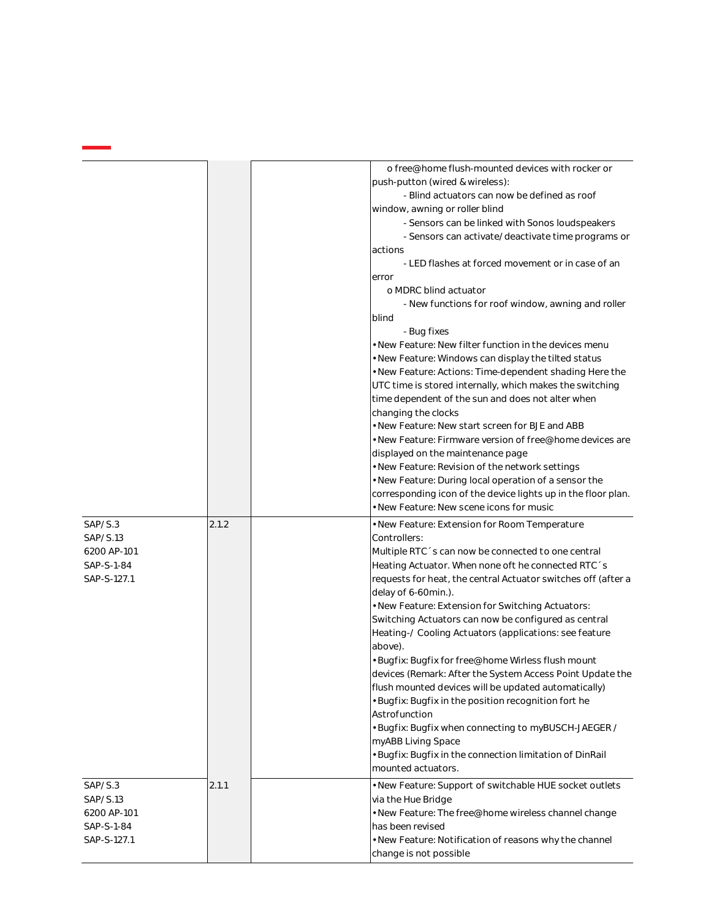| | | | |
|---|---|---|---|
| | | | o free@home flush-mounted devices with rocker or push-putton (wired & wireless):<br>- Blind actuators can now be defined as roof window, awning or roller blind<br>- Sensors can be linked with Sonos loudspeakers<br>- Sensors can activate/deactivate time programs or actions<br>- LED flashes at forced movement or in case of an error<br>o MDRC blind actuator<br>- New functions for roof window, awning and roller blind<br>- Bug fixes<br>• New Feature: New filter function in the devices menu<br>• New Feature: Windows can display the tilted status<br>• New Feature: Actions: Time-dependent shading Here the UTC time is stored internally, which makes the switching time dependent of the sun and does not alter when changing the clocks<br>• New Feature: New start screen for BJE and ABB<br>• New Feature: Firmware version of free@home devices are displayed on the maintenance page<br>• New Feature: Revision of the network settings<br>• New Feature: During local operation of a sensor the corresponding icon of the device lights up in the floor plan.<br>• New Feature: New scene icons for music |
| SAP/S.3<br>SAP/S.13<br>6200 AP-101<br>SAP-S-1-84<br>SAP-S-127.1 | 2.1.2 | | • New Feature: Extension for Room Temperature Controllers:<br>Multiple RTC´s can now be connected to one central Heating Actuator. When none oft he connected RTC´s requests for heat, the central Actuator switches off (after a delay of 6-60min.).<br>• New Feature: Extension for Switching Actuators: Switching Actuators can now be configured as central Heating-/ Cooling Actuators (applications: see feature above).<br>• Bugfix: Bugfix for free@home Wirless flush mount devices (Remark: After the System Access Point Update the flush mounted devices will be updated automatically)<br>• Bugfix: Bugfix in the position recognition fort he Astrofunction<br>• Bugfix: Bugfix when connecting to myBUSCH-JAEGER / myABB Living Space<br>• Bugfix: Bugfix in the connection limitation of DinRail mounted actuators. |
| SAP/S.3<br>SAP/S.13<br>6200 AP-101<br>SAP-S-1-84<br>SAP-S-127.1 | 2.1.1 | | • New Feature: Support of switchable HUE socket outlets via the Hue Bridge<br>• New Feature: The free@home wireless channel change has been revised<br>• New Feature: Notification of reasons why the channel change is not possible |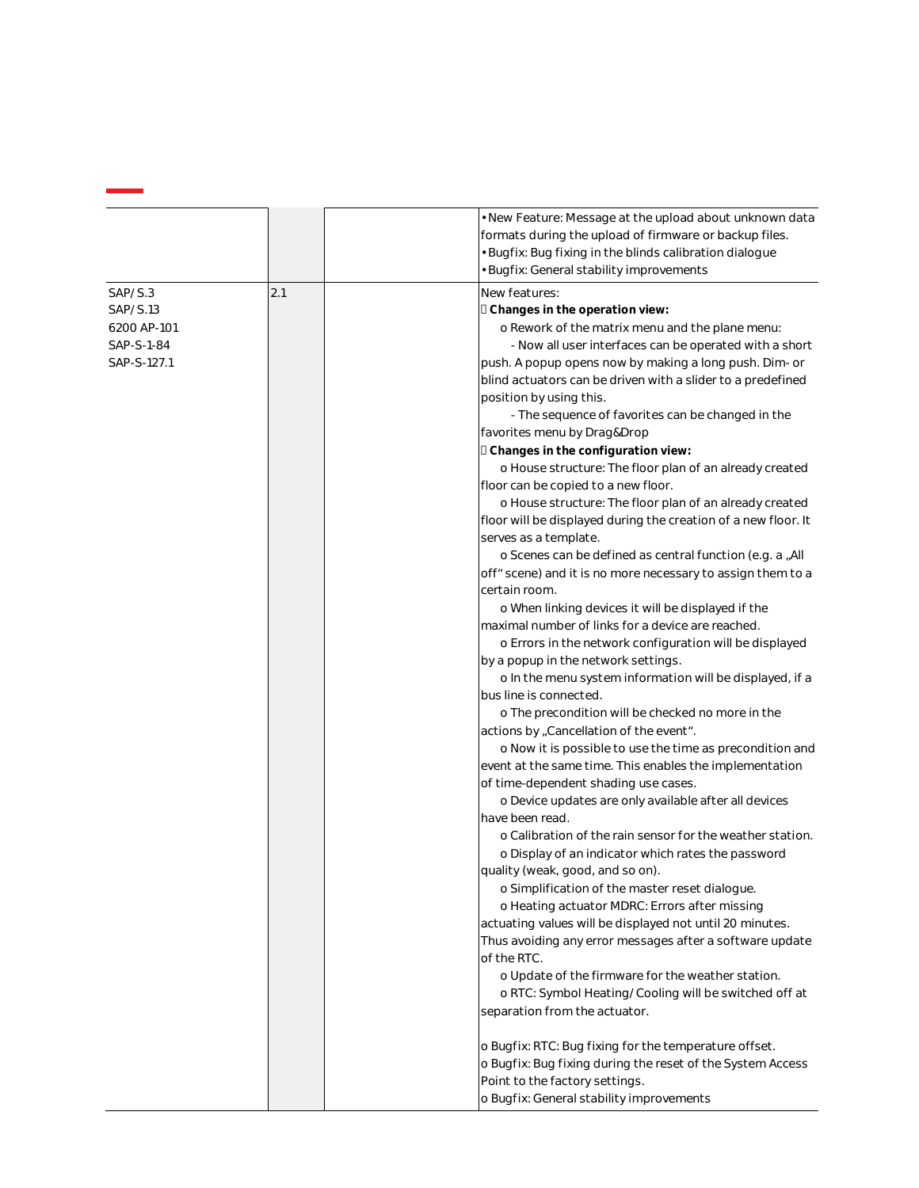| | | | |
|---|---|---|---|
| | | | • New Feature: Message at the upload about unknown data formats during the upload of firmware or backup files.<br>• Bugfix: Bug fixing in the blinds calibration dialogue<br>• Bugfix: General stability improvements |
| SAP/S.3<br>SAP/S.13<br>6200 AP-101<br>SAP-S-1-84<br>SAP-S-127.1 | 2.1 | | New features:<br> **Changes in the operation view:**<br>o Rework of the matrix menu and the plane menu:<br>- Now all user interfaces can be operated with a short push. A popup opens now by making a long push. Dim- or blind actuators can be driven with a slider to a predefined position by using this.<br>- The sequence of favorites can be changed in the favorites menu by Drag&Drop<br> **Changes in the configuration view:**<br>o House structure: The floor plan of an already created floor can be copied to a new floor.<br>o House structure: The floor plan of an already created floor will be displayed during the creation of a new floor. It serves as a template.<br>o Scenes can be defined as central function (e.g. a „All off" scene) and it is no more necessary to assign them to a certain room.<br>o When linking devices it will be displayed if the maximal number of links for a device are reached.<br>o Errors in the network configuration will be displayed by a popup in the network settings.<br>o In the menu system information will be displayed, if a bus line is connected.<br>o The precondition will be checked no more in the actions by „Cancellation of the event".<br>o Now it is possible to use the time as precondition and event at the same time. This enables the implementation of time-dependent shading use cases.<br>o Device updates are only available after all devices have been read.<br>o Calibration of the rain sensor for the weather station.<br>o Display of an indicator which rates the password quality (weak, good, and so on).<br>o Simplification of the master reset dialogue.<br>o Heating actuator MDRC: Errors after missing actuating values will be displayed not until 20 minutes. Thus avoiding any error messages after a software update of the RTC.<br>o Update of the firmware for the weather station.<br>o RTC: Symbol Heating/Cooling will be switched off at separation from the actuator.<br><br>o Bugfix: RTC: Bug fixing for the temperature offset.<br>o Bugfix: Bug fixing during the reset of the System Access Point to the factory settings.<br>o Bugfix: General stability improvements |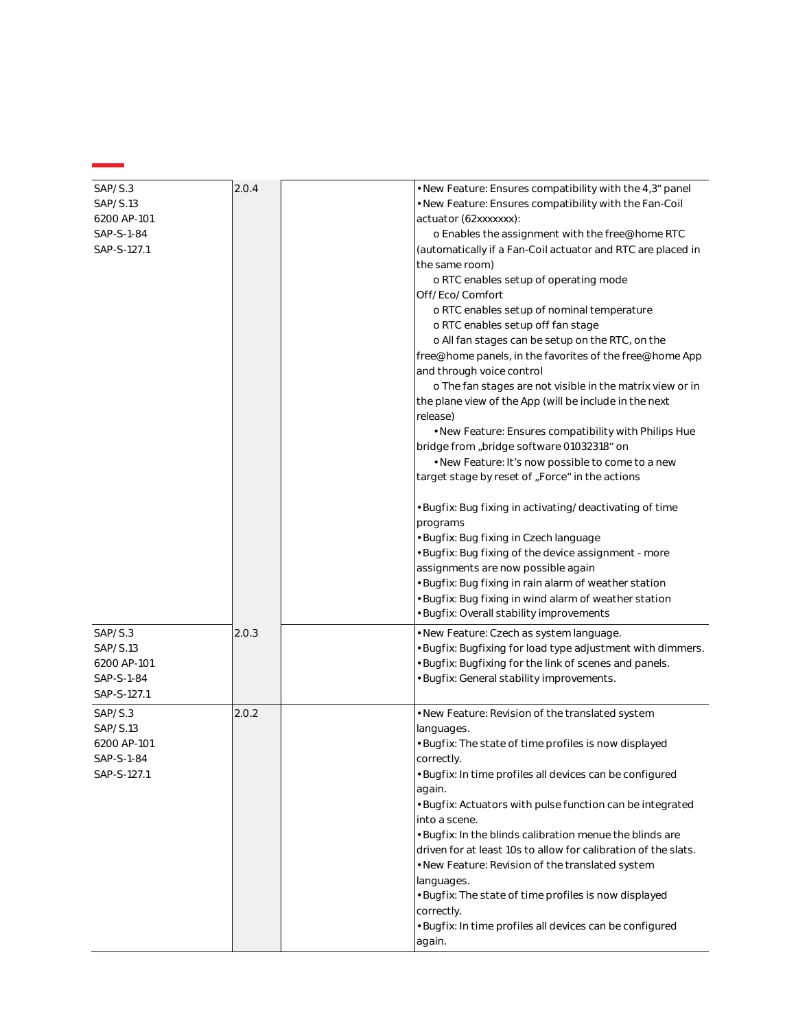| | | | |
|---|---|---|---|
| SAP/S.3<br>SAP/S.13<br>6200 AP-101<br>SAP-S-1-84<br>SAP-S-127.1 | 2.0.4 | | • New Feature: Ensures compatibility with the 4,3“ panel<br>• New Feature: Ensures compatibility with the Fan-Coil actuator (62xxxxxxx):<br>o Enables the assignment with the free@home RTC (automatically if a Fan-Coil actuator and RTC are placed in the same room)<br>o RTC enables setup of operating mode Off/Eco/Comfort<br>o RTC enables setup of nominal temperature<br>o RTC enables setup off fan stage<br>o All fan stages can be setup on the RTC, on the free@home panels, in the favorites of the free@home App and through voice control<br>o The fan stages are not visible in the matrix view or in the plane view of the App (will be include in the next release)<br>• New Feature: Ensures compatibility with Philips Hue bridge from „bridge software 01032318“ on<br>• New Feature: It’s now possible to come to a new target stage by reset of „Force“ in the actions<br><br>• Bugfix: Bug fixing in activating/deactivating of time programs<br>• Bugfix: Bug fixing in Czech language<br>• Bugfix: Bug fixing of the device assignment - more assignments are now possible again<br>• Bugfix: Bug fixing in rain alarm of weather station<br>• Bugfix: Bug fixing in wind alarm of weather station<br>• Bugfix: Overall stability improvements |
| SAP/S.3<br>SAP/S.13<br>6200 AP-101<br>SAP-S-1-84<br>SAP-S-127.1 | 2.0.3 | | • New Feature: Czech as system language.<br>• Bugfix: Bugfixing for load type adjustment with dimmers.<br>• Bugfix: Bugfixing for the link of scenes and panels.<br>• Bugfix: General stability improvements. |
| SAP/S.3<br>SAP/S.13<br>6200 AP-101<br>SAP-S-1-84<br>SAP-S-127.1 | 2.0.2 | | • New Feature: Revision of the translated system languages.<br>• Bugfix: The state of time profiles is now displayed correctly.<br>• Bugfix: In time profiles all devices can be configured again.<br>• Bugfix: Actuators with pulse function can be integrated into a scene.<br>• Bugfix: In the blinds calibration menue the blinds are driven for at least 10s to allow for calibration of the slats.<br>• New Feature: Revision of the translated system languages.<br>• Bugfix: The state of time profiles is now displayed correctly.<br>• Bugfix: In time profiles all devices can be configured again. |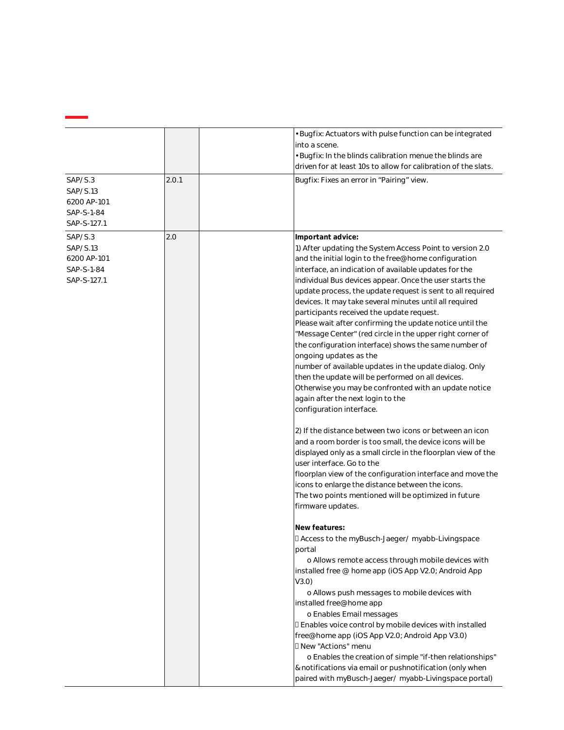| | | | |
|---|---|---|---|
| | | | • Bugfix: Actuators with pulse function can be integrated into a scene.<br>• Bugfix: In the blinds calibration menue the blinds are driven for at least 10s to allow for calibration of the slats. |
| SAP/S.3<br>SAP/S.13<br>6200 AP-101<br>SAP-S-1-84<br>SAP-S-127.1 | 2.0.1 | | Bugfix: Fixes an error in "Pairing" view. |
| SAP/S.3<br>SAP/S.13<br>6200 AP-101<br>SAP-S-1-84<br>SAP-S-127.1 | 2.0 | | **Important advice:**<br>1) After updating the System Access Point to version 2.0 and the initial login to the free@home configuration interface, an indication of available updates for the individual Bus devices appear. Once the user starts the update process, the update request is sent to all required devices. It may take several minutes until all required participants received the update request.<br>Please wait after confirming the update notice until the "Message Center" (red circle in the upper right corner of the configuration interface) shows the same number of ongoing updates as the number of available updates in the update dialog. Only then the update will be performed on all devices. Otherwise you may be confronted with an update notice again after the next login to the configuration interface.<br><br>2) If the distance between two icons or between an icon and a room border is too small, the device icons will be displayed only as a small circle in the floorplan view of the user interface. Go to the floorplan view of the configuration interface and move the icons to enlarge the distance between the icons.<br>The two points mentioned will be optimized in future firmware updates.<br><br>**New features:**<br> Access to the myBusch-Jaeger/ myabb-Livingspace portal<br>o Allows remote access through mobile devices with installed free @ home app (iOS App V2.0; Android App V3.0)<br>o Allows push messages to mobile devices with installed free@home app<br>o Enables Email messages<br> Enables voice control by mobile devices with installed free@home app (iOS App V2.0; Android App V3.0)<br> New "Actions" menu<br>o Enables the creation of simple "if-then relationships" & notifications via email or pushnotification (only when paired with myBusch-Jaeger/ myabb-Livingspace portal) |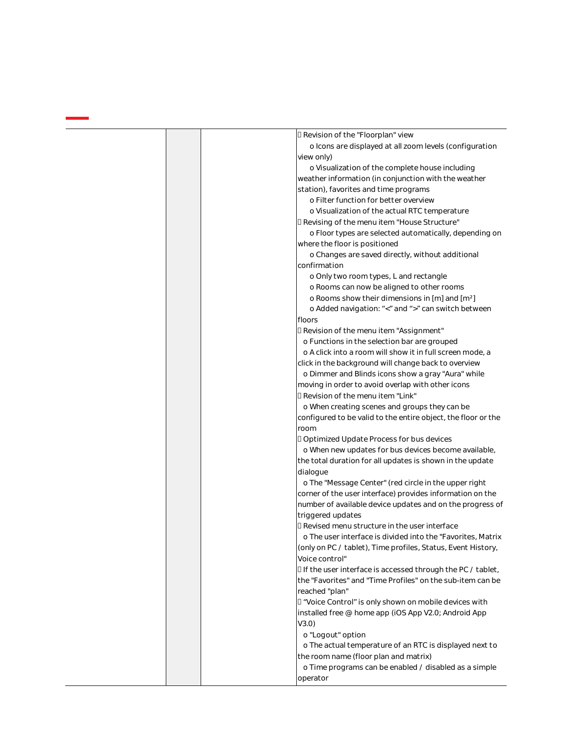| | | | |
|---|---|---|---|
| | | | Revision of the "Floorplan" view<br>o Icons are displayed at all zoom levels (configuration view only)<br>o Visualization of the complete house including weather information (in conjunction with the weather station), favorites and time programs<br>o Filter function for better overview<br>o Visualization of the actual RTC temperature<br>Revising of the menu item "House Structure"<br>o Floor types are selected automatically, depending on where the floor is positioned<br>o Changes are saved directly, without additional confirmation<br>o Only two room types, L and rectangle<br>o Rooms can now be aligned to other rooms<br>o Rooms show their dimensions in [m] and [m²]<br>o Added navigation: "<" and ">" can switch between floors<br>Revision of the menu item "Assignment"<br>o Functions in the selection bar are grouped<br>o A click into a room will show it in full screen mode, a click in the background will change back to overview<br>o Dimmer and Blinds icons show a gray "Aura" while moving in order to avoid overlap with other icons<br>Revision of the menu item "Link"<br>o When creating scenes and groups they can be configured to be valid to the entire object, the floor or the room<br>Optimized Update Process for bus devices<br>o When new updates for bus devices become available, the total duration for all updates is shown in the update dialogue<br>o The "Message Center" (red circle in the upper right corner of the user interface) provides information on the number of available device updates and on the progress of triggered updates<br>Revised menu structure in the user interface<br>o The user interface is divided into the "Favorites, Matrix (only on PC / tablet), Time profiles, Status, Event History, Voice control"<br>If the user interface is accessed through the PC / tablet, the "Favorites" and "Time Profiles" on the sub-item can be reached "plan"<br>"Voice Control" is only shown on mobile devices with installed free @ home app (iOS App V2.0; Android App V3.0)<br>o "Logout" option<br>o The actual temperature of an RTC is displayed next to the room name (floor plan and matrix)<br>o Time programs can be enabled / disabled as a simple operator |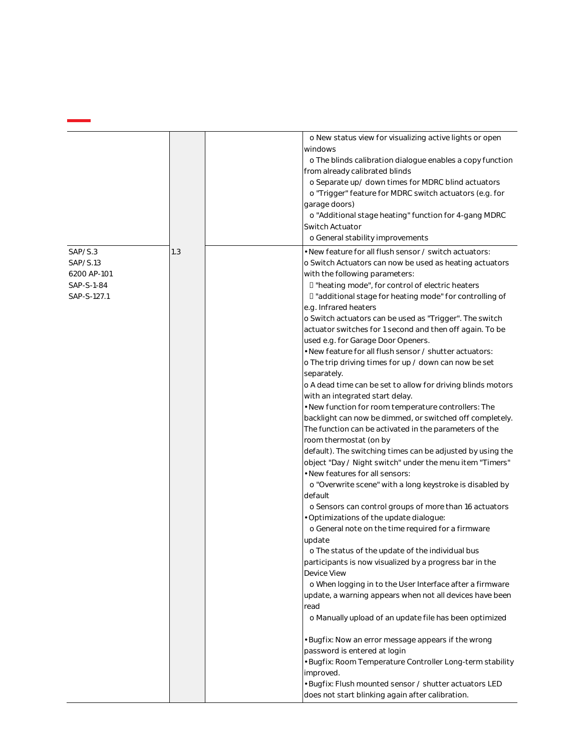| | | | |
|---|---|---|---|
| | | | o New status view for visualizing active lights or open windows<br>o The blinds calibration dialogue enables a copy function from already calibrated blinds<br>o Separate up/ down times for MDRC blind actuators<br>o "Trigger" feature for MDRC switch actuators (e.g. for garage doors)<br>o "Additional stage heating" function for 4-gang MDRC Switch Actuator<br>o General stability improvements |
| SAP/S.3<br>SAP/S.13<br>6200 AP-101<br>SAP-S-1-84<br>SAP-S-127.1 | 1.3 | | • New feature for all flush sensor / switch actuators:<br>o Switch Actuators can now be used as heating actuators with the following parameters:<br> "heating mode", for control of electric heaters<br> "additional stage for heating mode" for controlling of e.g. Infrared heaters<br>o Switch actuators can be used as "Trigger". The switch actuator switches for 1 second and then off again. To be used e.g. for Garage Door Openers.<br>• New feature for all flush sensor / shutter actuators:<br>o The trip driving times for up / down can now be set separately.<br>o A dead time can be set to allow for driving blinds motors with an integrated start delay.<br>• New function for room temperature controllers: The backlight can now be dimmed, or switched off completely. The function can be activated in the parameters of the room thermostat (on by default). The switching times can be adjusted by using the object "Day / Night switch" under the menu item "Timers"<br>• New features for all sensors:<br>o "Overwrite scene" with a long keystroke is disabled by default<br>o Sensors can control groups of more than 16 actuators<br>• Optimizations of the update dialogue:<br>o General note on the time required for a firmware update<br>o The status of the update of the individual bus participants is now visualized by a progress bar in the Device View<br>o When logging in to the User Interface after a firmware update, a warning appears when not all devices have been read<br>o Manually upload of an update file has been optimized<br><br>• Bugfix: Now an error message appears if the wrong password is entered at login<br>• Bugfix: Room Temperature Controller Long-term stability improved.<br>• Bugfix: Flush mounted sensor / shutter actuators LED does not start blinking again after calibration. |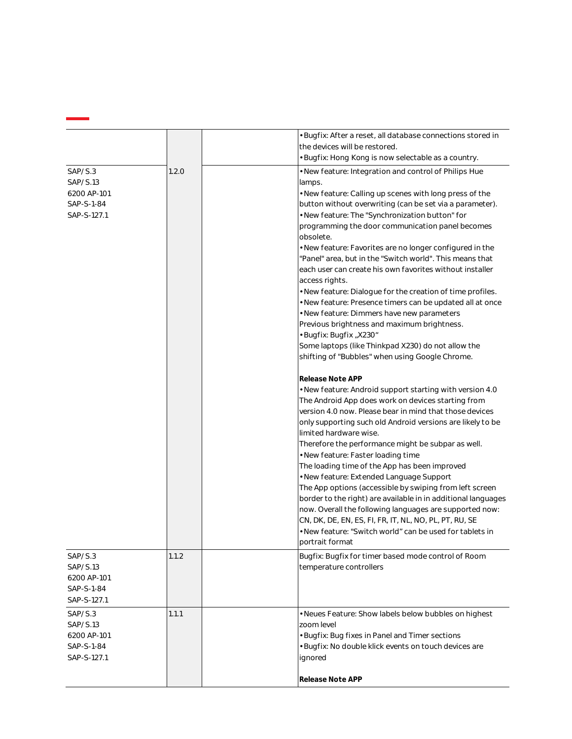| | | | |
|---|---|---|---|
| | | | • Bugfix: After a reset, all database connections stored in the devices will be restored.<br>• Bugfix: Hong Kong is now selectable as a country. |
| SAP/S.3<br>SAP/S.13<br>6200 AP-101<br>SAP-S-1-84<br>SAP-S-127.1 | 1.2.0 | | • New feature: Integration and control of Philips Hue lamps.<br>• New feature: Calling up scenes with long press of the button without overwriting (can be set via a parameter).<br>• New feature: The "Synchronization button" for programming the door communication panel becomes obsolete.<br>• New feature: Favorites are no longer configured in the "Panel" area, but in the "Switch world". This means that each user can create his own favorites without installer access rights.<br>• New feature: Dialogue for the creation of time profiles.<br>• New feature: Presence timers can be updated all at once<br>• New feature: Dimmers have new parameters Previous brightness and maximum brightness.<br>• Bugfix: Bugfix „X230“ Some laptops (like Thinkpad X230) do not allow the shifting of "Bubbles" when using Google Chrome.<br><br>**Release Note APP**<br>• New feature: Android support starting with version 4.0 The Android App does work on devices starting from version 4.0 now. Please bear in mind that those devices only supporting such old Android versions are likely to be limited hardware wise.<br>Therefore the performance might be subpar as well.<br>• New feature: Faster loading time<br>The loading time of the App has been improved<br>• New feature: Extended Language Support<br>The App options (accessible by swiping from left screen border to the right) are available in in additional languages now. Overall the following languages are supported now: CN, DK, DE, EN, ES, FI, FR, IT, NL, NO, PL, PT, RU, SE<br>• New feature: "Switch world" can be used for tablets in portrait format |
| SAP/S.3<br>SAP/S.13<br>6200 AP-101<br>SAP-S-1-84<br>SAP-S-127.1 | 1.1.2 | | Bugfix: Bugfix for timer based mode control of Room temperature controllers |
| SAP/S.3<br>SAP/S.13<br>6200 AP-101<br>SAP-S-1-84<br>SAP-S-127.1 | 1.1.1 | | • Neues Feature: Show labels below bubbles on highest zoom level<br>• Bugfix: Bug fixes in Panel and Timer sections<br>• Bugfix: No double klick events on touch devices are ignored<br><br>**Release Note APP** |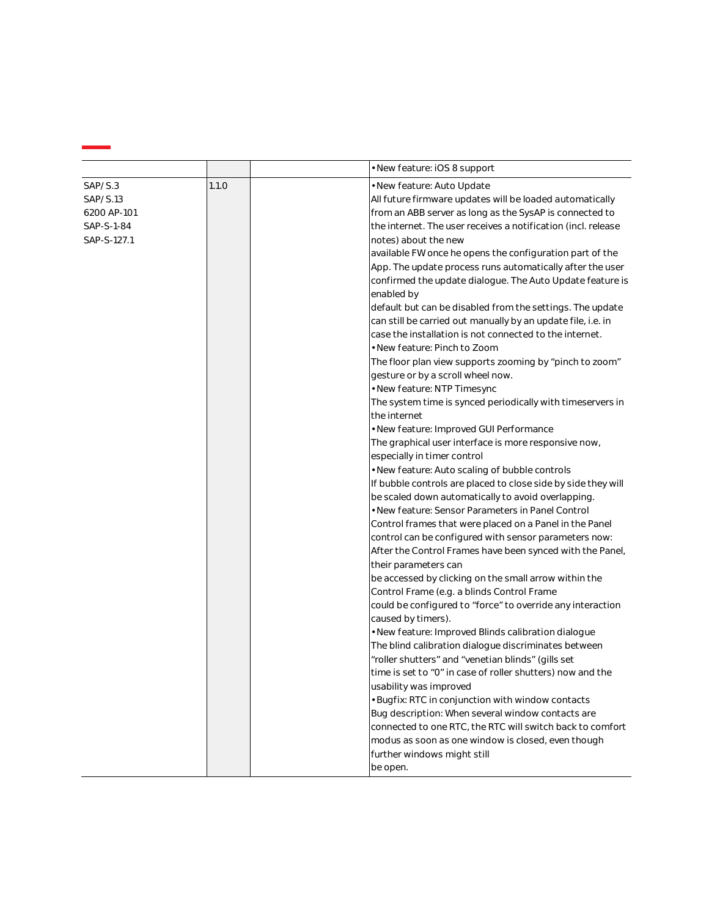| | | | |
|---|---|---|---|
| | | | • New feature: iOS 8 support |
| SAP/S.3<br>SAP/S.13<br>6200 AP-101<br>SAP-S-1-84<br>SAP-S-127.1 | 1.1.0 | | • New feature: Auto Update<br>All future firmware updates will be loaded automatically from an ABB server as long as the SysAP is connected to the internet. The user receives a notification (incl. release notes) about the new available FW once he opens the configuration part of the App. The update process runs automatically after the user confirmed the update dialogue. The Auto Update feature is enabled by default but can be disabled from the settings. The update can still be carried out manually by an update file, i.e. in case the installation is not connected to the internet.<br>• New feature: Pinch to Zoom<br>The floor plan view supports zooming by “pinch to zoom” gesture or by a scroll wheel now.<br>• New feature: NTP Timesync<br>The system time is synced periodically with timeservers in the internet<br>• New feature: Improved GUI Performance<br>The graphical user interface is more responsive now, especially in timer control<br>• New feature: Auto scaling of bubble controls<br>If bubble controls are placed to close side by side they will be scaled down automatically to avoid overlapping.<br>• New feature: Sensor Parameters in Panel Control<br>Control frames that were placed on a Panel in the Panel control can be configured with sensor parameters now: After the Control Frames have been synced with the Panel, their parameters can be accessed by clicking on the small arrow within the Control Frame (e.g. a blinds Control Frame could be configured to “force” to override any interaction caused by timers).<br>• New feature: Improved Blinds calibration dialogue<br>The blind calibration dialogue discriminates between “roller shutters” and “venetian blinds” (gills set time is set to “0” in case of roller shutters) now and the usability was improved<br>• Bugfix: RTC in conjunction with window contacts<br>Bug description: When several window contacts are connected to one RTC, the RTC will switch back to comfort modus as soon as one window is closed, even though further windows might still be open. |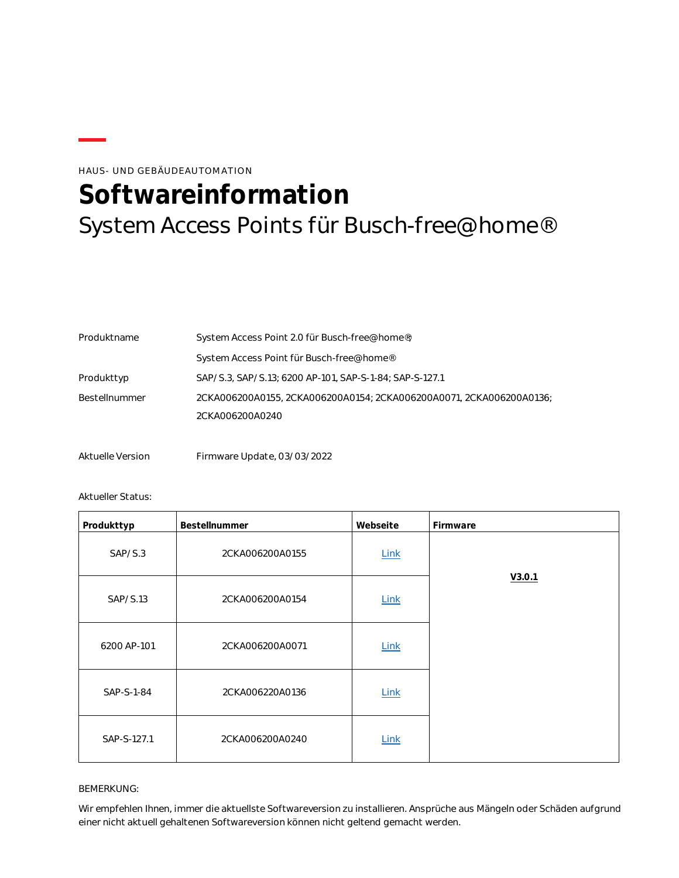HAUS- UND GEBÄUDEAUTOMATION

# Softwareinformation

## System Access Points für Busch-free@home®

| | |
|---|---|
| Produktname | System Access Point 2.0 für Busch-free@home®; |
| | System Access Point für Busch-free@home® |
| Produkttyp | SAP/S.3, SAP/S.13; 6200 AP-101, SAP-S-1-84; SAP-S-127.1 |
| Bestellnummer | 2CKA006200A0155, 2CKA006200A0154; 2CKA006200A0071, 2CKA006200A0136; 2CKA006200A0240 |
| Aktuelle Version | Firmware Update, 03/03/2022 |

Aktueller Status:

| Produkttyp | Bestellnummer | Webseite | Firmware |
|---|---|---|---|
| SAP/S.3 | 2CKA006200A0155 | Link | **V3.0.1** |
| SAP/S.13 | 2CKA006200A0154 | Link | |
| 6200 AP-101 | 2CKA006200A0071 | Link | |
| SAP-S-1-84 | 2CKA006220A0136 | Link | |
| SAP-S-127.1 | 2CKA006200A0240 | Link | |

BEMERKUNG:

Wir empfehlen Ihnen, immer die aktuellste Softwareversion zu installieren. Ansprüche aus Mängeln oder Schäden aufgrund einer nicht aktuell gehaltenen Softwareversion können nicht geltend gemacht werden.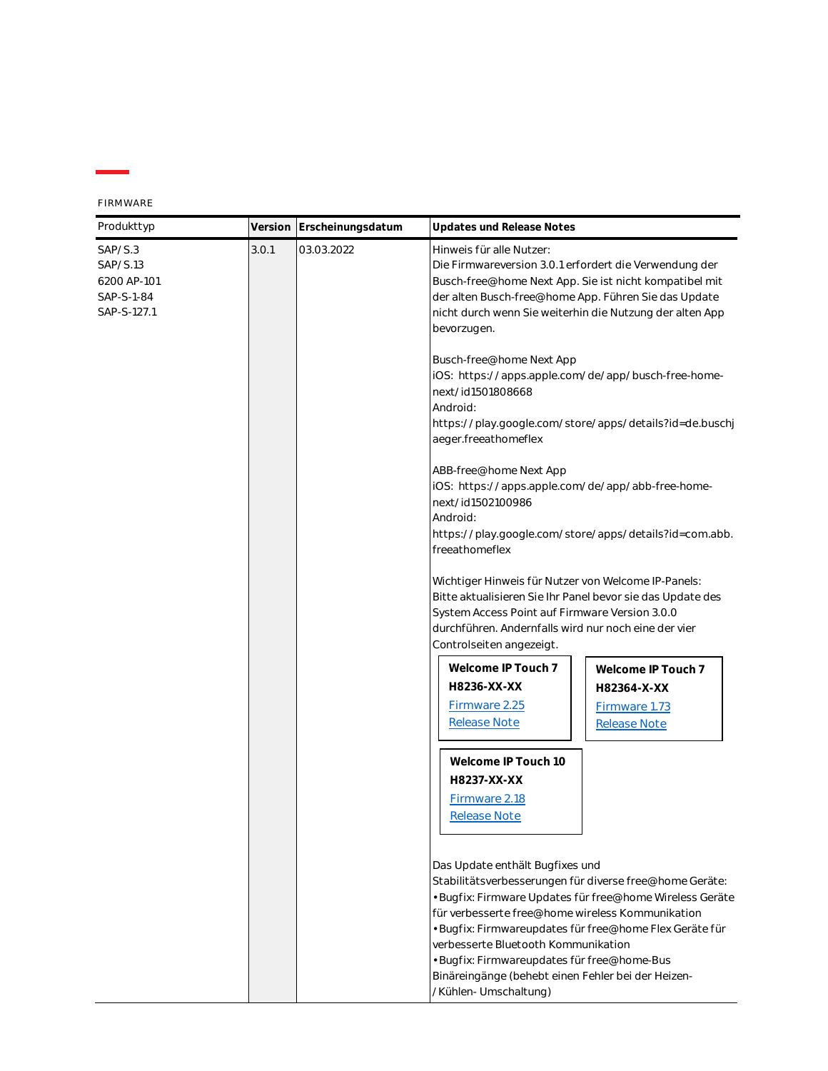FIRMWARE

| Produkttyp | Version | Erscheinungsdatum | Updates und Release Notes |
|---|---|---|---|
| SAP/S.3<br>SAP/S.13<br>6200 AP-101<br>SAP-S-1-84<br>SAP-S-127.1 | 3.0.1 | 03.03.2022 | Hinweis für alle Nutzer:<br>Die Firmwareversion 3.0.1 erfordert die Verwendung der Busch-free@home Next App. Sie ist nicht kompatibel mit der alten Busch-free@home App. Führen Sie das Update nicht durch wenn Sie weiterhin die Nutzung der alten App bevorzugen.<br><br>Busch-free@home Next App<br>iOS: https://apps.apple.com/de/app/busch-free-home-next/id1501808668<br>Android:<br>https://play.google.com/store/apps/details?id=de.buschjaeger.freeathomeflex<br><br>ABB-free@home Next App<br>iOS: https://apps.apple.com/de/app/abb-free-home-next/id1502100986<br>Android:<br>https://play.google.com/store/apps/details?id=com.abb.freeathomeflex<br><br>Wichtiger Hinweis für Nutzer von Welcome IP-Panels:<br>Bitte aktualisieren Sie Ihr Panel bevor sie das Update des System Access Point auf Firmware Version 3.0.0 durchführen. Andernfalls wird nur noch eine der vier Controlseiten angezeigt.<br><br>**Welcome IP Touch 7**<br>**H8236-XX-XX**<br>Firmware 2.25<br>Release Note<br><br>**Welcome IP Touch 7**<br>**H82364-X-XX**<br>Firmware 1.73<br>Release Note<br><br>**Welcome IP Touch 10**<br>**H8237-XX-XX**<br>Firmware 2.18<br>Release Note<br><br>Das Update enthält Bugfixes und Stabilitätsverbesserungen für diverse free@home Geräte:<br>• Bugfix: Firmware Updates für free@home Wireless Geräte für verbesserte free@home wireless Kommunikation<br>• Bugfix: Firmwareupdates für free@home Flex Geräte für verbesserte Bluetooth Kommunikation<br>• Bugfix: Firmwareupdates für free@home-Bus Binäreingänge (behebt einen Fehler bei der Heizen-/Kühlen- Umschaltung) |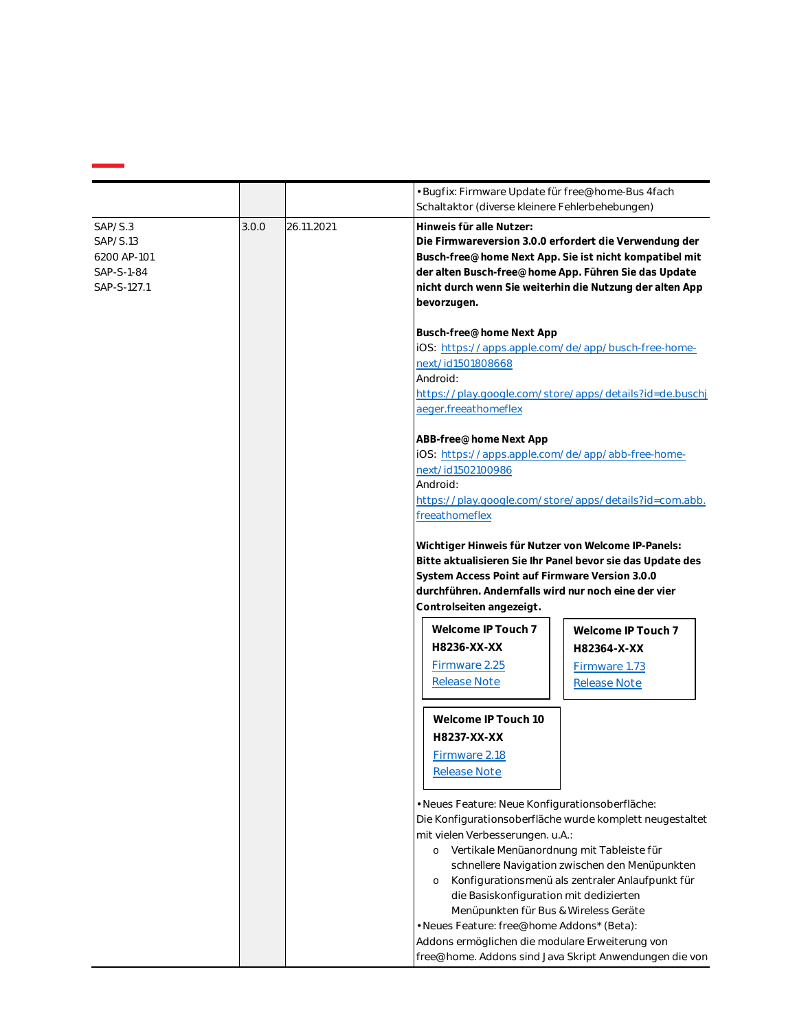| | | | |
|---|---|---|---|
| | | | • Bugfix: Firmware Update für free@home-Bus 4fach Schaltaktor (diverse kleinere Fehlerbehebungen) |
| SAP/S.3<br>SAP/S.13<br>6200 AP-101<br>SAP-S-1-84<br>SAP-S-127.1 | 3.0.0 | 26.11.2021 | **Hinweis für alle Nutzer:**<br>**Die Firmwareversion 3.0.0 erfordert die Verwendung der Busch-free@home Next App. Sie ist nicht kompatibel mit der alten Busch-free@home App. Führen Sie das Update nicht durch wenn Sie weiterhin die Nutzung der alten App bevorzugen.**<br><br>**Busch-free@home Next App**<br>iOS: https://apps.apple.com/de/app/busch-free-home-next/id1501808668<br>Android:<br>https://play.google.com/store/apps/details?id=de.buschjaeger.freeathomeflex<br><br>**ABB-free@home Next App**<br>iOS: https://apps.apple.com/de/app/abb-free-home-next/id1502100986<br>Android:<br>https://play.google.com/store/apps/details?id=com.abb.freeathomeflex<br><br>**Wichtiger Hinweis für Nutzer von Welcome IP-Panels: Bitte aktualisieren Sie Ihr Panel bevor sie das Update des System Access Point auf Firmware Version 3.0.0 durchführen. Andernfalls wird nur noch eine der vier Controlseiten angezeigt.**<br><br>**Welcome IP Touch 7**<br>**H8236-XX-XX**<br>Firmware 2.25<br>Release Note<br><br>**Welcome IP Touch 7**<br>**H82364-X-XX**<br>Firmware 1.73<br>Release Note<br><br>**Welcome IP Touch 10**<br>**H8237-XX-XX**<br>Firmware 2.18<br>Release Note<br><br>• Neues Feature: Neue Konfigurationsoberfläche:<br>Die Konfigurationsoberfläche wurde komplett neugestaltet mit vielen Verbesserungen. u.A.:<br>o Vertikale Menüanordnung mit Tableiste für schnellere Navigation zwischen den Menüpunkten<br>o Konfigurationsmenü als zentraler Anlaufpunkt für die Basiskonfiguration mit dedizierten Menüpunkten für Bus & Wireless Geräte<br>• Neues Feature: free@home Addons* (Beta):<br>Addons ermöglichen die modulare Erweiterung von free@home. Addons sind Java Skript Anwendungen die von |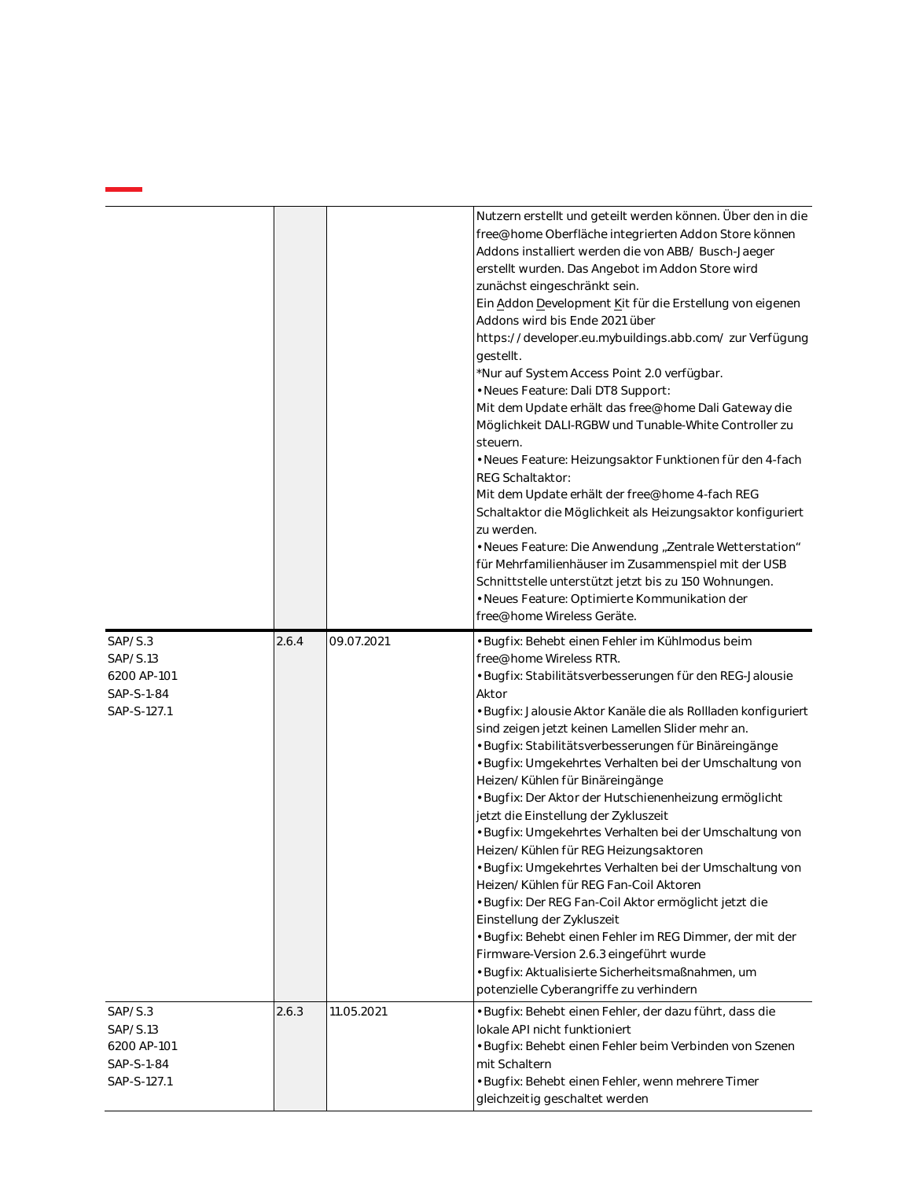| | | | |
|---|---|---|---|
| | | | Nutzern erstellt und geteilt werden können. Über den in die free@home Oberfläche integrierten Addon Store können Addons installiert werden die von ABB/ Busch-Jaeger erstellt wurden. Das Angebot im Addon Store wird zunächst eingeschränkt sein.<br>Ein Addon Development Kit für die Erstellung von eigenen Addons wird bis Ende 2021 über https://developer.eu.mybuildings.abb.com/ zur Verfügung gestellt.<br>*Nur auf System Access Point 2.0 verfügbar.<br>• Neues Feature: Dali DT8 Support:<br>Mit dem Update erhält das free@home Dali Gateway die Möglichkeit DALI-RGBW und Tunable-White Controller zu steuern.<br>• Neues Feature: Heizungsaktor Funktionen für den 4-fach REG Schaltaktor:<br>Mit dem Update erhält der free@home 4-fach REG Schaltaktor die Möglichkeit als Heizungsaktor konfiguriert zu werden.<br>• Neues Feature: Die Anwendung „Zentrale Wetterstation" für Mehrfamilienhäuser im Zusammenspiel mit der USB Schnittstelle unterstützt jetzt bis zu 150 Wohnungen.<br>• Neues Feature: Optimierte Kommunikation der free@home Wireless Geräte. |
| SAP/S.3<br>SAP/S.13<br>6200 AP-101<br>SAP-S-1-84<br>SAP-S-127.1 | 2.6.4 | 09.07.2021 | • Bugfix: Behebt einen Fehler im Kühlmodus beim free@home Wireless RTR.<br>• Bugfix: Stabilitätsverbesserungen für den REG-Jalousie Aktor<br>• Bugfix: Jalousie Aktor Kanäle die als Rollladen konfiguriert sind zeigen jetzt keinen Lamellen Slider mehr an.<br>• Bugfix: Stabilitätsverbesserungen für Binäreingänge<br>• Bugfix: Umgekehrtes Verhalten bei der Umschaltung von Heizen/Kühlen für Binäreingänge<br>• Bugfix: Der Aktor der Hutschienenheizung ermöglicht jetzt die Einstellung der Zykluszeit<br>• Bugfix: Umgekehrtes Verhalten bei der Umschaltung von Heizen/Kühlen für REG Heizungsaktoren<br>• Bugfix: Umgekehrtes Verhalten bei der Umschaltung von Heizen/Kühlen für REG Fan-Coil Aktoren<br>• Bugfix: Der REG Fan-Coil Aktor ermöglicht jetzt die Einstellung der Zykluszeit<br>• Bugfix: Behebt einen Fehler im REG Dimmer, der mit der Firmware-Version 2.6.3 eingeführt wurde<br>• Bugfix: Aktualisierte Sicherheitsmaßnahmen, um potenzielle Cyberangriffe zu verhindern |
| SAP/S.3<br>SAP/S.13<br>6200 AP-101<br>SAP-S-1-84<br>SAP-S-127.1 | 2.6.3 | 11.05.2021 | • Bugfix: Behebt einen Fehler, der dazu führt, dass die lokale API nicht funktioniert<br>• Bugfix: Behebt einen Fehler beim Verbinden von Szenen mit Schaltern<br>• Bugfix: Behebt einen Fehler, wenn mehrere Timer gleichzeitig geschaltet werden |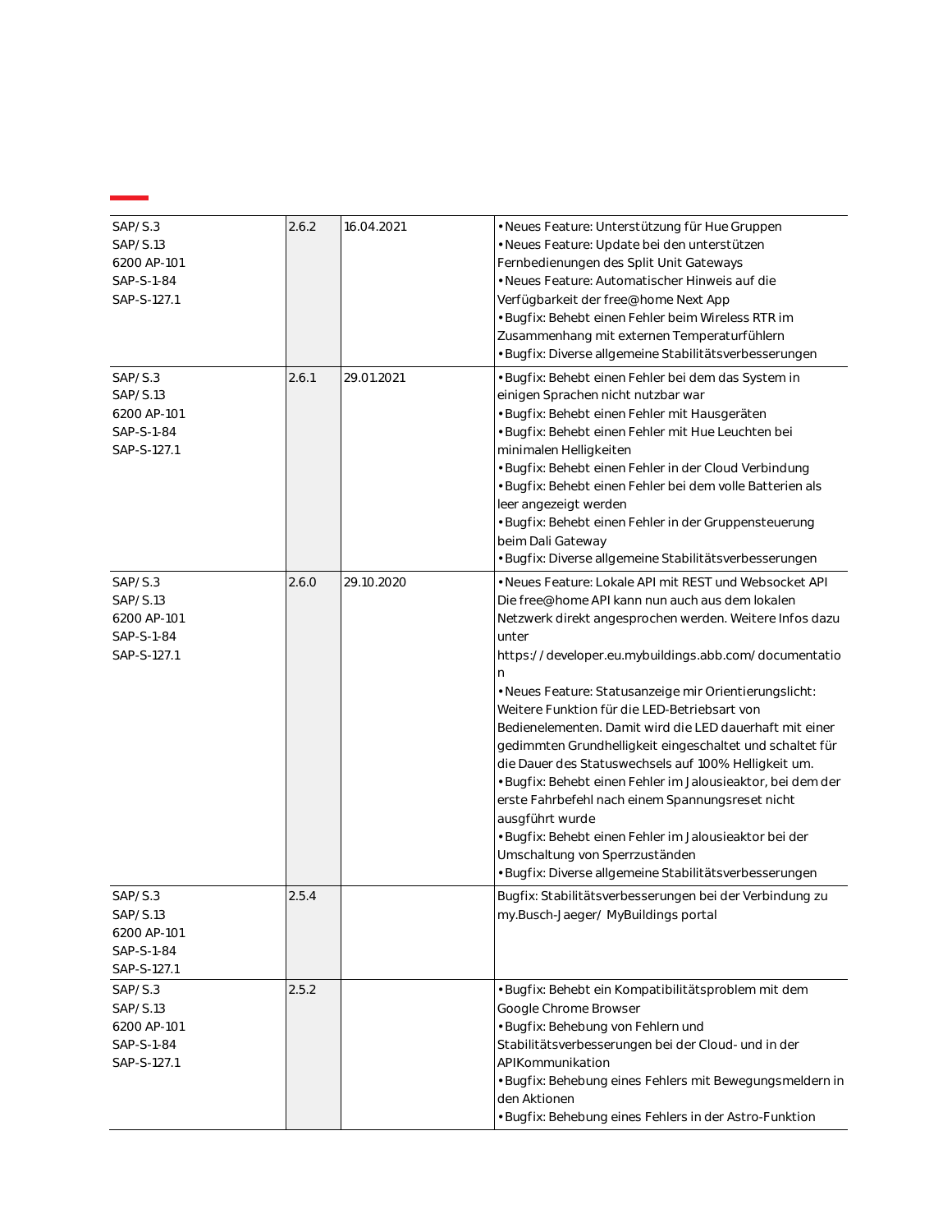| | | | |
|---|---|---|---|
| SAP/S.3<br>SAP/S.13<br>6200 AP-101<br>SAP-S-1-84<br>SAP-S-127.1 | 2.6.2 | 16.04.2021 | • Neues Feature: Unterstützung für Hue Gruppen<br>• Neues Feature: Update bei den unterstützen Fernbedienungen des Split Unit Gateways<br>• Neues Feature: Automatischer Hinweis auf die Verfügbarkeit der free@home Next App<br>• Bugfix: Behebt einen Fehler beim Wireless RTR im Zusammenhang mit externen Temperaturfühlern<br>• Bugfix: Diverse allgemeine Stabilitätsverbesserungen |
| SAP/S.3<br>SAP/S.13<br>6200 AP-101<br>SAP-S-1-84<br>SAP-S-127.1 | 2.6.1 | 29.01.2021 | • Bugfix: Behebt einen Fehler bei dem das System in einigen Sprachen nicht nutzbar war<br>• Bugfix: Behebt einen Fehler mit Hausgeräten<br>• Bugfix: Behebt einen Fehler mit Hue Leuchten bei minimalen Helligkeiten<br>• Bugfix: Behebt einen Fehler in der Cloud Verbindung<br>• Bugfix: Behebt einen Fehler bei dem volle Batterien als leer angezeigt werden<br>• Bugfix: Behebt einen Fehler in der Gruppensteuerung beim Dali Gateway<br>• Bugfix: Diverse allgemeine Stabilitätsverbesserungen |
| SAP/S.3<br>SAP/S.13<br>6200 AP-101<br>SAP-S-1-84<br>SAP-S-127.1 | 2.6.0 | 29.10.2020 | • Neues Feature: Lokale API mit REST und Websocket API Die free@home API kann nun auch aus dem lokalen Netzwerk direkt angesprochen werden. Weitere Infos dazu unter https://developer.eu.mybuildings.abb.com/documentation<br>• Neues Feature: Statusanzeige mir Orientierungslicht: Weitere Funktion für die LED-Betriebsart von Bedienelementen. Damit wird die LED dauerhaft mit einer gedimmten Grundhelligkeit eingeschaltet und schaltet für die Dauer des Statuswechsels auf 100% Helligkeit um.<br>• Bugfix: Behebt einen Fehler im Jalousieaktor, bei dem der erste Fahrbefehl nach einem Spannungsreset nicht ausgeführt wurde<br>• Bugfix: Behebt einen Fehler im Jalousieaktor bei der Umschaltung von Sperrzuständen<br>• Bugfix: Diverse allgemeine Stabilitätsverbesserungen |
| SAP/S.3<br>SAP/S.13<br>6200 AP-101<br>SAP-S-1-84<br>SAP-S-127.1 | 2.5.4 | | Bugfix: Stabilitätsverbesserungen bei der Verbindung zu my.Busch-Jaeger/ MyBuildings portal |
| SAP/S.3<br>SAP/S.13<br>6200 AP-101<br>SAP-S-1-84<br>SAP-S-127.1 | 2.5.2 | | • Bugfix: Behebt ein Kompatibilitätsproblem mit dem Google Chrome Browser<br>• Bugfix: Behebung von Fehlern und Stabilitätsverbesserungen bei der Cloud- und in der APIKommunikation<br>• Bugfix: Behebung eines Fehlers mit Bewegungsmeldern in den Aktionen<br>• Bugfix: Behebung eines Fehlers in der Astro-Funktion |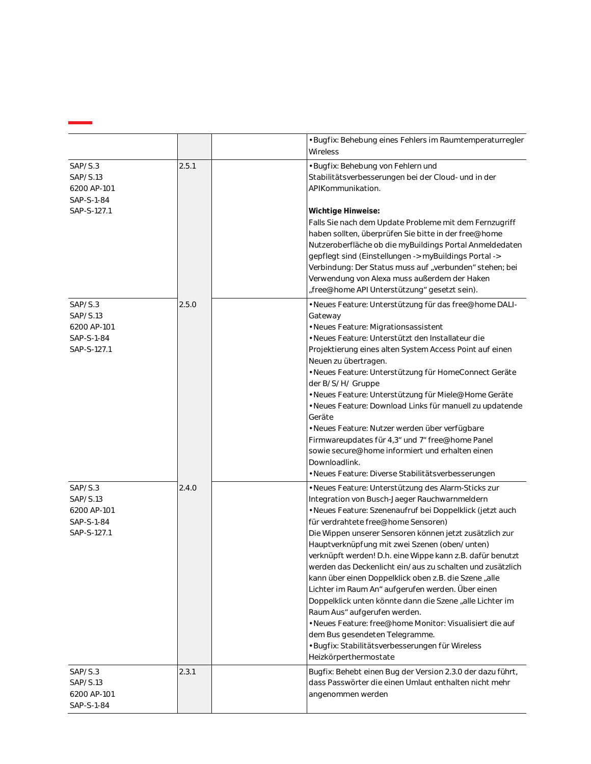| | | | |
|---|---|---|---|
| | | | • Bugfix: Behebung eines Fehlers im Raumtemperaturregler Wireless |
| SAP/S.3<br>SAP/S.13<br>6200 AP-101<br>SAP-S-1-84<br>SAP-S-127.1 | 2.5.1 | | • Bugfix: Behebung von Fehlern und Stabilitätsverbesserungen bei der Cloud- und in der APIKommunikation.<br><br>**Wichtige Hinweise:**<br>Falls Sie nach dem Update Probleme mit dem Fernzugriff haben sollten, überprüfen Sie bitte in der free@home Nutzeroberfläche ob die myBuildings Portal Anmeldedaten gepflegt sind (Einstellungen -> myBuildings Portal -> Verbindung: Der Status muss auf „verbunden“ stehen; bei Verwendung von Alexa muss außerdem der Haken „free@home API Unterstützung“ gesetzt sein). |
| SAP/S.3<br>SAP/S.13<br>6200 AP-101<br>SAP-S-1-84<br>SAP-S-127.1 | 2.5.0 | | • Neues Feature: Unterstützung für das free@home DALI-Gateway<br>• Neues Feature: Migrationsassistent<br>• Neues Feature: Unterstützt den Installateur die Projektierung eines alten System Access Point auf einen Neuen zu übertragen.<br>• Neues Feature: Unterstützung für HomeConnect Geräte der B/S/H/ Gruppe<br>• Neues Feature: Unterstützung für Miele@Home Geräte<br>• Neues Feature: Download Links für manuell zu updatende Geräte<br>• Neues Feature: Nutzer werden über verfügbare Firmwareupdates für 4,3“ und 7“ free@home Panel sowie secure@home informiert und erhalten einen Downloadlink.<br>• Neues Feature: Diverse Stabilitätsverbesserungen |
| SAP/S.3<br>SAP/S.13<br>6200 AP-101<br>SAP-S-1-84<br>SAP-S-127.1 | 2.4.0 | | • Neues Feature: Unterstützung des Alarm-Sticks zur Integration von Busch-Jaeger Rauchwarnmeldern<br>• Neues Feature: Szenenaufruf bei Doppelklick (jetzt auch für verdrahtete free@home Sensoren)<br>Die Wippen unserer Sensoren können jetzt zusätzlich zur Hauptverknüpfung mit zwei Szenen (oben/unten) verknüpft werden! D.h. eine Wippe kann z.B. dafür benutzt werden das Deckenlicht ein/aus zu schalten und zusätzlich kann über einen Doppelklick oben z.B. die Szene „alle Lichter im Raum An“ aufgerufen werden. Über einen Doppelklick unten könnte dann die Szene „alle Lichter im Raum Aus“ aufgerufen werden.<br>• Neues Feature: free@home Monitor: Visualisiert die auf dem Bus gesendeten Telegramme.<br>• Bugfix: Stabilitätsverbesserungen für Wireless Heizkörperthermostate |
| SAP/S.3<br>SAP/S.13<br>6200 AP-101<br>SAP-S-1-84 | 2.3.1 | | Bugfix: Behebt einen Bug der Version 2.3.0 der dazu führt, dass Passwörter die einen Umlaut enthalten nicht mehr angenommen werden |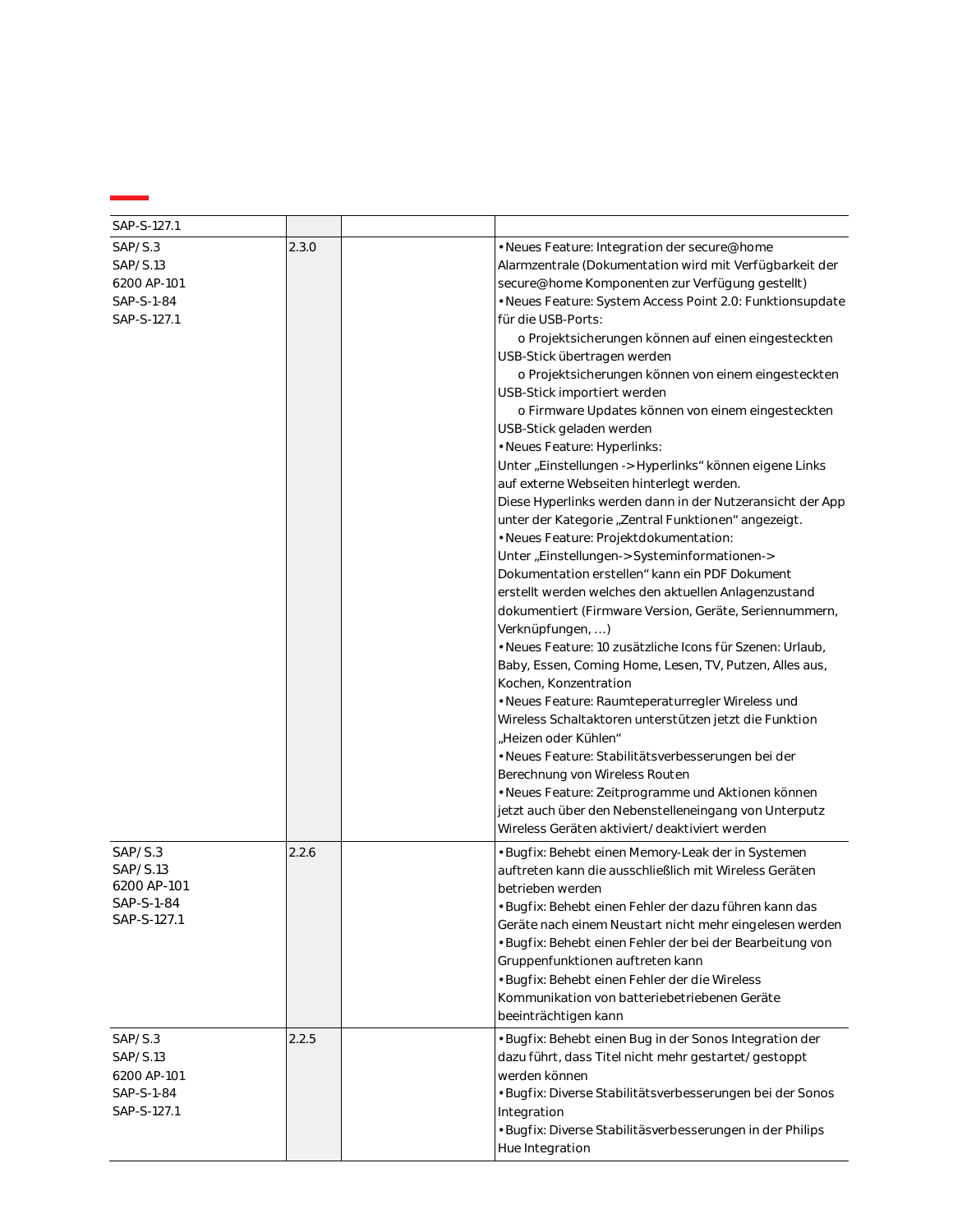| | | | |
|---|---|---|---|
| SAP-S-127.1 | | | |
| SAP/S.3<br>SAP/S.13<br>6200 AP-101<br>SAP-S-1-84<br>SAP-S-127.1 | 2.3.0 | | • Neues Feature: Integration der secure@home Alarmzentrale (Dokumentation wird mit Verfügbarkeit der secure@home Komponenten zur Verfügung gestellt)<br>• Neues Feature: System Access Point 2.0: Funktionsupdate für die USB-Ports:<br>o Projektsicherungen können auf einen eingesteckten USB-Stick übertragen werden<br>o Projektsicherungen können von einem eingesteckten USB-Stick importiert werden<br>o Firmware Updates können von einem eingesteckten USB-Stick geladen werden<br>• Neues Feature: Hyperlinks:<br>Unter „Einstellungen -> Hyperlinks" können eigene Links auf externe Webseiten hinterlegt werden.<br>Diese Hyperlinks werden dann in der Nutzeransicht der App unter der Kategorie „Zentral Funktionen" angezeigt.<br>• Neues Feature: Projektdokumentation:<br>Unter „Einstellungen->Systeminformationen-> Dokumentation erstellen" kann ein PDF Dokument erstellt werden welches den aktuellen Anlagenzustand dokumentiert (Firmware Version, Geräte, Seriennummern, Verknüpfungen, …)<br>• Neues Feature: 10 zusätzliche Icons für Szenen: Urlaub, Baby, Essen, Coming Home, Lesen, TV, Putzen, Alles aus, Kochen, Konzentration<br>• Neues Feature: Raumteperaturregler Wireless und Wireless Schaltaktoren unterstützen jetzt die Funktion „Heizen oder Kühlen"<br>• Neues Feature: Stabilitätsverbesserungen bei der Berechnung von Wireless Routen<br>• Neues Feature: Zeitprogramme und Aktionen können jetzt auch über den Nebenstelleneingang von Unterputz Wireless Geräten aktiviert/deaktiviert werden |
| SAP/S.3<br>SAP/S.13<br>6200 AP-101<br>SAP-S-1-84<br>SAP-S-127.1 | 2.2.6 | | • Bugfix: Behebt einen Memory-Leak der in Systemen auftreten kann die ausschließlich mit Wireless Geräten betrieben werden<br>• Bugfix: Behebt einen Fehler der dazu führen kann das Geräte nach einem Neustart nicht mehr eingelesen werden<br>• Bugfix: Behebt einen Fehler der bei der Bearbeitung von Gruppenfunktionen auftreten kann<br>• Bugfix: Behebt einen Fehler der die Wireless Kommunikation von batteriebetriebenen Geräte beeinträchtigen kann |
| SAP/S.3<br>SAP/S.13<br>6200 AP-101<br>SAP-S-1-84<br>SAP-S-127.1 | 2.2.5 | | • Bugfix: Behebt einen Bug in der Sonos Integration der dazu führt, dass Titel nicht mehr gestartet/gestoppt werden können<br>• Bugfix: Diverse Stabilitätsverbesserungen bei der Sonos Integration<br>• Bugfix: Diverse Stabilitäsverbesserungen in der Philips Hue Integration |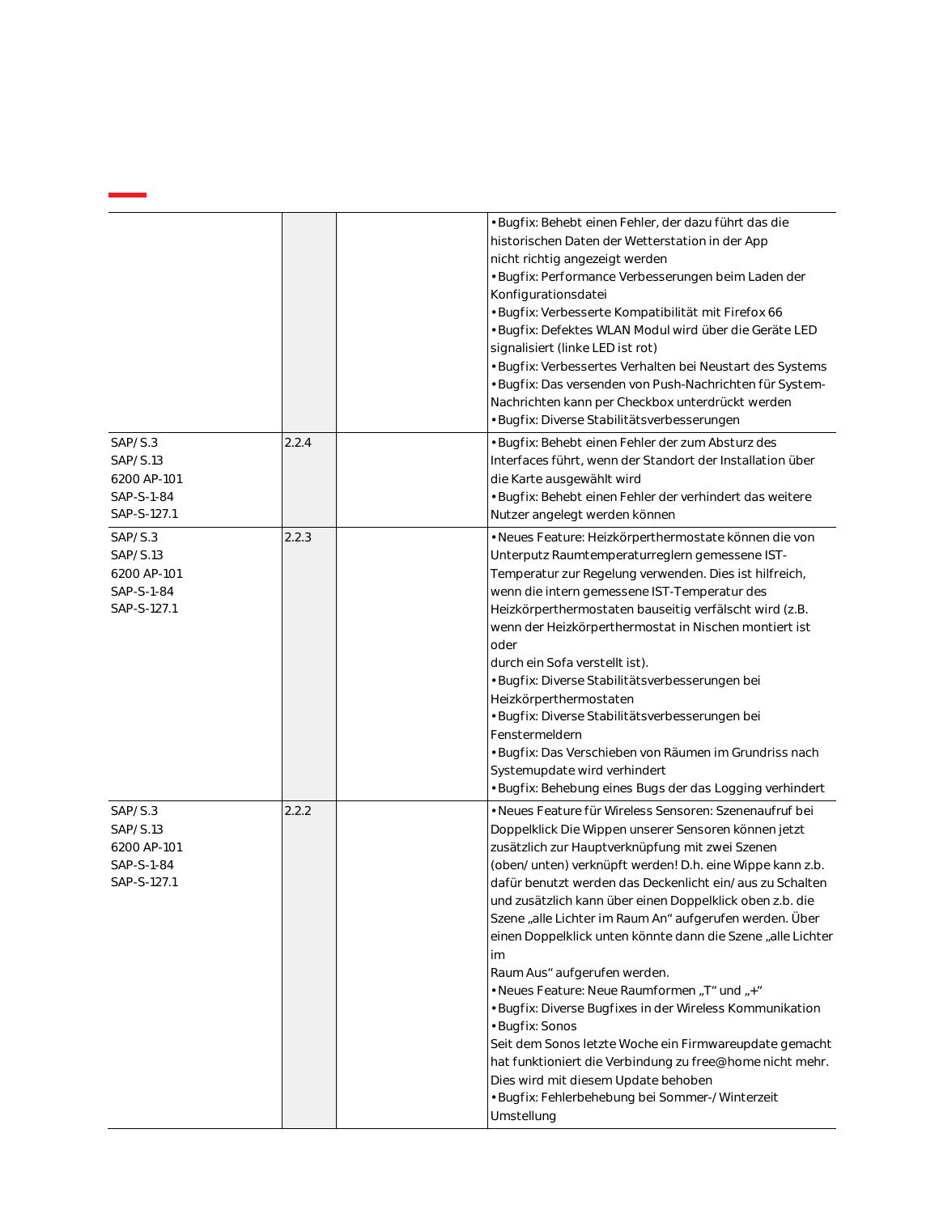| | | | |
|---|---|---|---|
| | | | • Bugfix: Behebt einen Fehler, der dazu führt das die historischen Daten der Wetterstation in der App nicht richtig angezeigt werden<br>• Bugfix: Performance Verbesserungen beim Laden der Konfigurationsdatei<br>• Bugfix: Verbesserte Kompatibilität mit Firefox 66<br>• Bugfix: Defektes WLAN Modul wird über die Geräte LED signalisiert (linke LED ist rot)<br>• Bugfix: Verbessertes Verhalten bei Neustart des Systems<br>• Bugfix: Das versenden von Push-Nachrichten für System-Nachrichten kann per Checkbox unterdrückt werden<br>• Bugfix: Diverse Stabilitätsverbesserungen |
| SAP/S.3<br>SAP/S.13<br>6200 AP-101<br>SAP-S-1-84<br>SAP-S-127.1 | 2.2.4 | | • Bugfix: Behebt einen Fehler der zum Absturz des Interfaces führt, wenn der Standort der Installation über die Karte ausgewählt wird<br>• Bugfix: Behebt einen Fehler der verhindert das weitere Nutzer angelegt werden können |
| SAP/S.3<br>SAP/S.13<br>6200 AP-101<br>SAP-S-1-84<br>SAP-S-127.1 | 2.2.3 | | • Neues Feature: Heizkörperthermostate können die von Unterputz Raumtemperaturreglern gemessene IST-Temperatur zur Regelung verwenden. Dies ist hilfreich, wenn die intern gemessene IST-Temperatur des Heizkörperthermostaten bauseitig verfälscht wird (z.B. wenn der Heizkörperthermostat in Nischen montiert ist oder durch ein Sofa verstellt ist).<br>• Bugfix: Diverse Stabilitätsverbesserungen bei Heizkörperthermostaten<br>• Bugfix: Diverse Stabilitätsverbesserungen bei Fenstermeldern<br>• Bugfix: Das Verschieben von Räumen im Grundriss nach Systemupdate wird verhindert<br>• Bugfix: Behebung eines Bugs der das Logging verhindert |
| SAP/S.3<br>SAP/S.13<br>6200 AP-101<br>SAP-S-1-84<br>SAP-S-127.1 | 2.2.2 | | • Neues Feature für Wireless Sensoren: Szenenaufruf bei Doppelklick Die Wippen unserer Sensoren können jetzt zusätzlich zur Hauptverknüpfung mit zwei Szenen (oben/ unten) verknüpft werden! D.h. eine Wippe kann z.b. dafür benutzt werden das Deckenlicht ein/ aus zu Schalten und zusätzlich kann über einen Doppelklick oben z.b. die Szene „alle Lichter im Raum An“ aufgerufen werden. Über einen Doppelklick unten könnte dann die Szene „alle Lichter im Raum Aus“ aufgerufen werden.<br>• Neues Feature: Neue Raumformen „T“ und „+“<br>• Bugfix: Diverse Bugfixes in der Wireless Kommunikation<br>• Bugfix: Sonos<br>Seit dem Sonos letzte Woche ein Firmwareupdate gemacht hat funktioniert die Verbindung zu free@home nicht mehr. Dies wird mit diesem Update behoben<br>• Bugfix: Fehlerbehebung bei Sommer-/ Winterzeit Umstellung |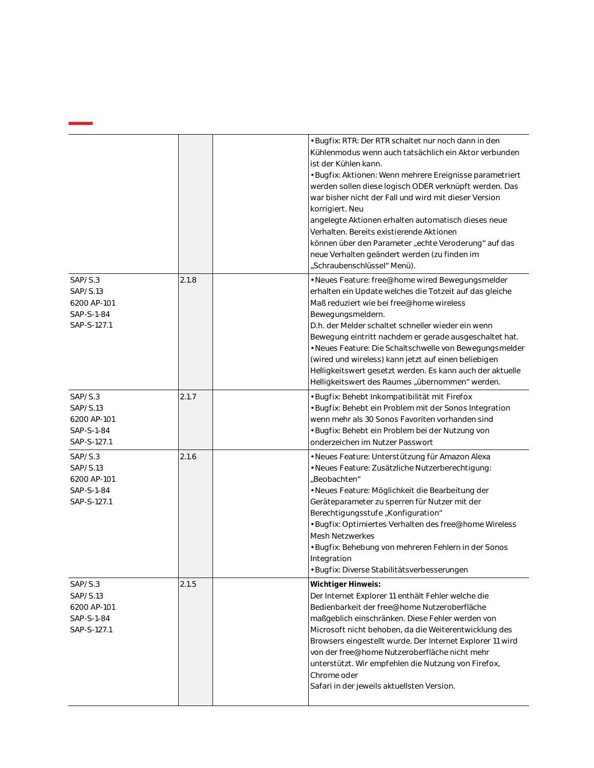| | | | |
|---|---|---|---|
| | | | • Bugfix: RTR: Der RTR schaltet nur noch dann in den Kühlenmodus wenn auch tatsächlich ein Aktor verbunden ist der Kühlen kann.<br>• Bugfix: Aktionen: Wenn mehrere Ereignisse parametriert werden sollen diese logisch ODER verknüpft werden. Das war bisher nicht der Fall und wird mit dieser Version korrigiert. Neu<br>angelegte Aktionen erhalten automatisch dieses neue Verhalten. Bereits existierende Aktionen<br>können über den Parameter „echte Veroderung" auf das neue Verhalten geändert werden (zu finden im „Schraubenschlüssel" Menü). |
| SAP/S.3<br>SAP/S.13<br>6200 AP-101<br>SAP-S-1-84<br>SAP-S-127.1 | 2.1.8 | | • Neues Feature: free@home wired Bewegungsmelder erhalten ein Update welches die Totzeit auf das gleiche Maß reduziert wie bei free@home wireless Bewegungsmeldern.<br>D.h. der Melder schaltet schneller wieder ein wenn Bewegung eintritt nachdem er gerade ausgeschaltet hat.<br>• Neues Feature: Die Schaltschwelle von Bewegungsmelder (wired und wireless) kann jetzt auf einen beliebigen Helligkeitswert gesetzt werden. Es kann auch der aktuelle Helligkeitswert des Raumes „übernommen" werden. |
| SAP/S.3<br>SAP/S.13<br>6200 AP-101<br>SAP-S-1-84<br>SAP-S-127.1 | 2.1.7 | | • Bugfix: Behebt Inkompatibilität mit Firefox<br>• Bugfix: Behebt ein Problem mit der Sonos Integration wenn mehr als 30 Sonos Favoriten vorhanden sind<br>• Bugfix: Behebt ein Problem bei der Nutzung von onderzeichen im Nutzer Passwort |
| SAP/S.3<br>SAP/S.13<br>6200 AP-101<br>SAP-S-1-84<br>SAP-S-127.1 | 2.1.6 | | • Neues Feature: Unterstützung für Amazon Alexa<br>• Neues Feature: Zusätzliche Nutzerberechtigung: „Beobachten"<br>• Neues Feature: Möglichkeit die Bearbeitung der Geräteparameter zu sperren für Nutzer mit der Berechtigungsstufe „Konfiguration"<br>• Bugfix: Optimiertes Verhalten des free@home Wireless Mesh Netzwerkes<br>• Bugfix: Behebung von mehreren Fehlern in der Sonos Integration<br>• Bugfix: Diverse Stabilitätsverbesserungen |
| SAP/S.3<br>SAP/S.13<br>6200 AP-101<br>SAP-S-1-84<br>SAP-S-127.1 | 2.1.5 | | **Wichtiger Hinweis:**<br>Der Internet Explorer 11 enthält Fehler welche die Bedienbarkeit der free@home Nutzeroberfläche maßgeblich einschränken. Diese Fehler werden von Microsoft nicht behoben, da die Weiterentwicklung des Browsers eingestellt wurde. Der Internet Explorer 11 wird von der free@home Nutzeroberfläche nicht mehr unterstützt. Wir empfehlen die Nutzung von Firefox, Chrome oder<br>Safari in der jeweils aktuellsten Version. |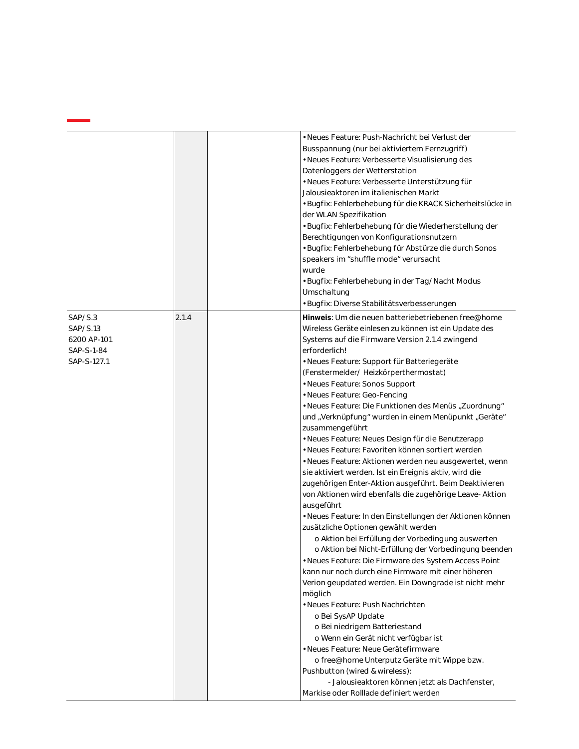| | | | |
|---|---|---|---|
| | | | • Neues Feature: Push-Nachricht bei Verlust der Busspannung (nur bei aktiviertem Fernzugriff)<br>• Neues Feature: Verbesserte Visualisierung des Datenloggers der Wetterstation<br>• Neues Feature: Verbesserte Unterstützung für Jalousieaktoren im italienischen Markt<br>• Bugfix: Fehlerbehebung für die KRACK Sicherheitslücke in der WLAN Spezifikation<br>• Bugfix: Fehlerbehebung für die Wiederherstellung der Berechtigungen von Konfigurationsnutzern<br>• Bugfix: Fehlerbehebung für Abstürze die durch Sonos speakers im "shuffle mode" verursacht wurde<br>• Bugfix: Fehlerbehebung in der Tag/Nacht Modus Umschaltung<br>• Bugfix: Diverse Stabilitätsverbesserungen |
| SAP/S.3<br>SAP/S.13<br>6200 AP-101<br>SAP-S-1-84<br>SAP-S-127.1 | 2.1.4 | | **Hinweis**: Um die neuen batteriebetriebenen free@home Wireless Geräte einlesen zu können ist ein Update des Systems auf die Firmware Version 2.1.4 zwingend erforderlich!<br>• Neues Feature: Support für Batteriegeräte (Fenstermelder/ Heizkörperthermostat)<br>• Neues Feature: Sonos Support<br>• Neues Feature: Geo-Fencing<br>• Neues Feature: Die Funktionen des Menüs „Zuordnung" und „Verknüpfung" wurden in einem Menüpunkt „Geräte" zusammengeführt<br>• Neues Feature: Neues Design für die Benutzerapp<br>• Neues Feature: Favoriten können sortiert werden<br>• Neues Feature: Aktionen werden neu ausgewertet, wenn sie aktiviert werden. Ist ein Ereignis aktiv, wird die zugehörigen Enter-Aktion ausgeführt. Beim Deaktivieren von Aktionen wird ebenfalls die zugehörige Leave- Aktion ausgeführt<br>• Neues Feature: In den Einstellungen der Aktionen können zusätzliche Optionen gewählt werden<br>o Aktion bei Erfüllung der Vorbedingung auswerten<br>o Aktion bei Nicht-Erfüllung der Vorbedingung beenden<br>• Neues Feature: Die Firmware des System Access Point kann nur noch durch eine Firmware mit einer höheren Verion geupdated werden. Ein Downgrade ist nicht mehr möglich<br>• Neues Feature: Push Nachrichten<br>o Bei SysAP Update<br>o Bei niedrigem Batteriestand<br>o Wenn ein Gerät nicht verfügbar ist<br>• Neues Feature: Neue Gerätefirmware<br>o free@home Unterputz Geräte mit Wippe bzw. Pushbutton (wired & wireless):<br>- Jalousieaktoren können jetzt als Dachfenster, Markise oder Rolllade definiert werden |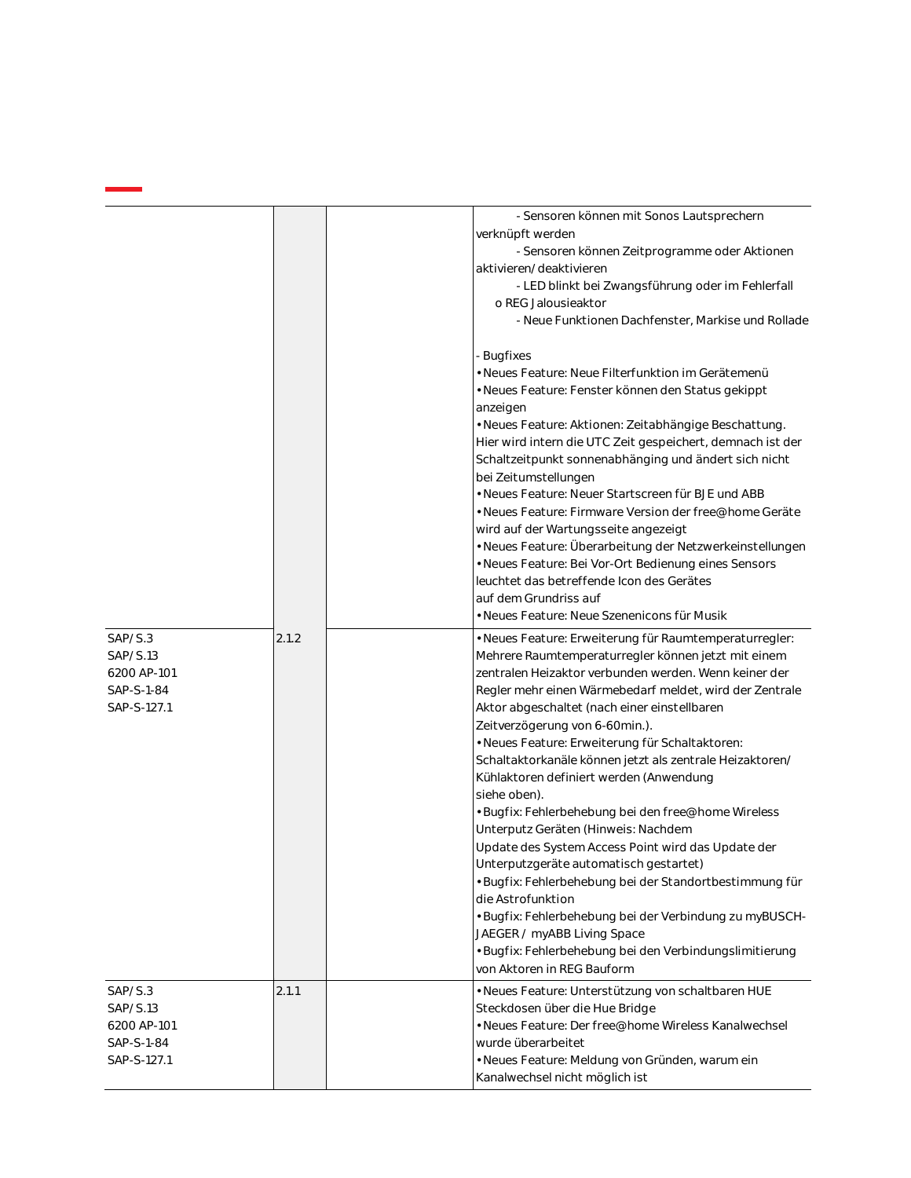| | | | |
|---|---|---|---|
| | | | - Sensoren können mit Sonos Lautsprechern verknüpft werden<br>- Sensoren können Zeitprogramme oder Aktionen aktivieren/deaktivieren<br>- LED blinkt bei Zwangsführung oder im Fehlerfall<br>o REG Jalousieaktor<br>- Neue Funktionen Dachfenster, Markise und Rollade<br><br>- Bugfixes<br>• Neues Feature: Neue Filterfunktion im Gerätemenü<br>• Neues Feature: Fenster können den Status gekippt anzeigen<br>• Neues Feature: Aktionen: Zeitabhängige Beschattung. Hier wird intern die UTC Zeit gespeichert, demnach ist der Schaltzeitpunkt sonnenabhänging und ändert sich nicht bei Zeitumstellungen<br>• Neues Feature: Neuer Startscreen für BJE und ABB<br>• Neues Feature: Firmware Version der free@home Geräte wird auf der Wartungsseite angezeigt<br>• Neues Feature: Überarbeitung der Netzwerkeinstellungen<br>• Neues Feature: Bei Vor-Ort Bedienung eines Sensors leuchtet das betreffende Icon des Gerätes auf dem Grundriss auf<br>• Neues Feature: Neue Szenenicons für Musik |
| SAP/S.3<br>SAP/S.13<br>6200 AP-101<br>SAP-S-1-84<br>SAP-S-127.1 | 2.1.2 | | • Neues Feature: Erweiterung für Raumtemperaturregler: Mehrere Raumtemperaturregler können jetzt mit einem zentralen Heizaktor verbunden werden. Wenn keiner der Regler mehr einen Wärmebedarf meldet, wird der Zentrale Aktor abgeschaltet (nach einer einstellbaren Zeitverzögerung von 6-60min.).<br>• Neues Feature: Erweiterung für Schaltaktoren: Schaltaktorkanäle können jetzt als zentrale Heizaktoren/ Kühlaktoren definiert werden (Anwendung siehe oben).<br>• Bugfix: Fehlerbehebung bei den free@home Wireless Unterputz Geräten (Hinweis: Nachdem Update des System Access Point wird das Update der Unterputzgeräte automatisch gestartet)<br>• Bugfix: Fehlerbehebung bei der Standortbestimmung für die Astrofunktion<br>• Bugfix: Fehlerbehebung bei der Verbindung zu myBUSCH-JAEGER / myABB Living Space<br>• Bugfix: Fehlerbehebung bei den Verbindungslimitierung von Aktoren in REG Bauform |
| SAP/S.3<br>SAP/S.13<br>6200 AP-101<br>SAP-S-1-84<br>SAP-S-127.1 | 2.1.1 | | • Neues Feature: Unterstützung von schaltbaren HUE Steckdosen über die Hue Bridge<br>• Neues Feature: Der free@home Wireless Kanalwechsel wurde überarbeitet<br>• Neues Feature: Meldung von Gründen, warum ein Kanalwechsel nicht möglich ist |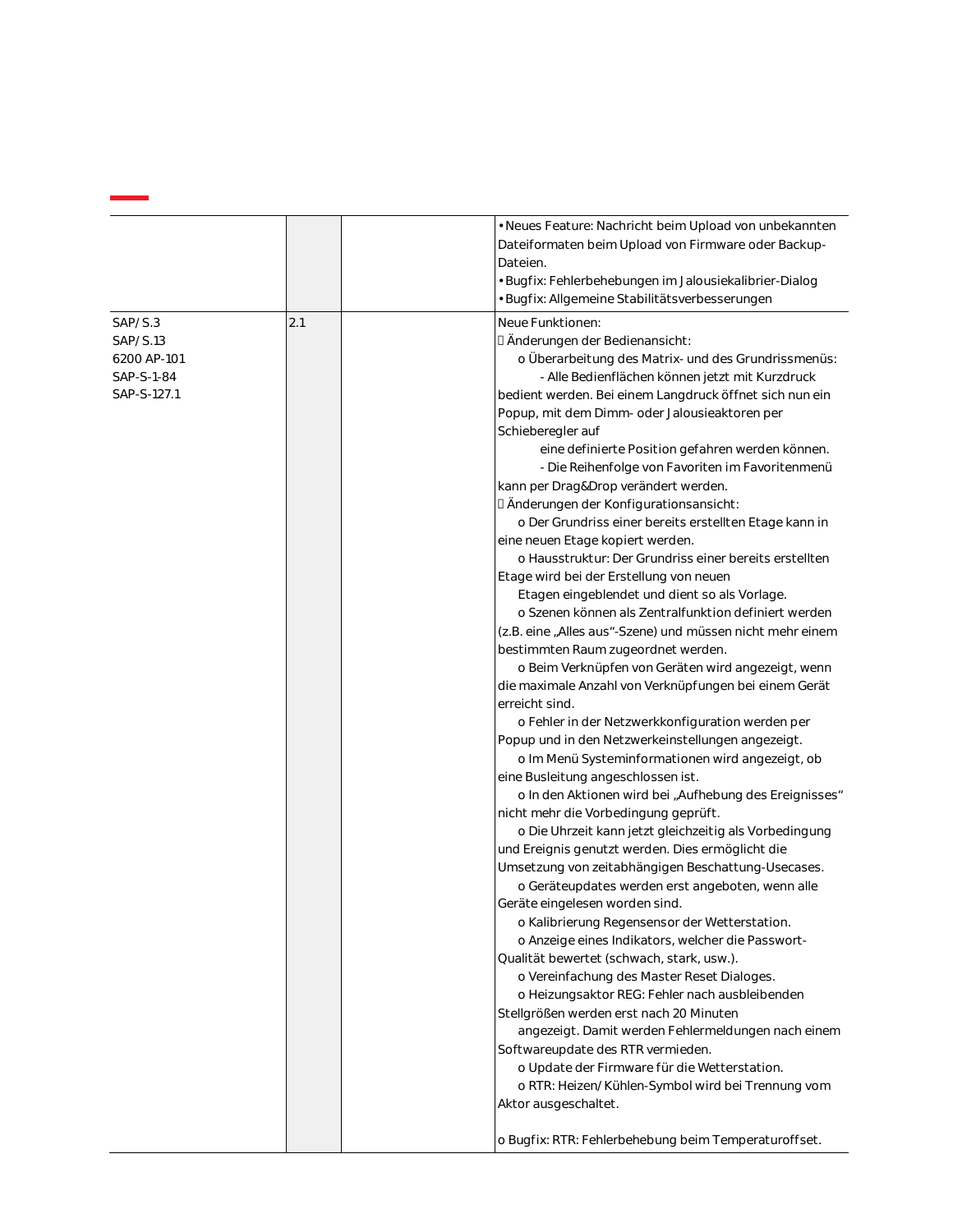| | | | |
|---|---|---|---|
| | | | • Neues Feature: Nachricht beim Upload von unbekannten Dateiformaten beim Upload von Firmware oder Backup-Dateien.<br>• Bugfix: Fehlerbehebungen im Jalousiekalibrier-Dialog<br>• Bugfix: Allgemeine Stabilitätsverbesserungen |
| SAP/S.3<br>SAP/S.13<br>6200 AP-101<br>SAP-S-1-84<br>SAP-S-127.1 | 2.1 | | Neue Funktionen:<br> Änderungen der Bedienansicht:<br>o Überarbeitung des Matrix- und des Grundrissmenüs:<br>- Alle Bedienflächen können jetzt mit Kurzdruck bedient werden. Bei einem Langdruck öffnet sich nun ein Popup, mit dem Dimm- oder Jalousieaktoren per Schieberegler auf eine definierte Position gefahren werden können.<br>- Die Reihenfolge von Favoriten im Favoritenmenü kann per Drag&Drop verändert werden.<br> Änderungen der Konfigurationsansicht:<br>o Der Grundriss einer bereits erstellten Etage kann in eine neuen Etage kopiert werden.<br>o Hausstruktur: Der Grundriss einer bereits erstellten Etage wird bei der Erstellung von neuen Etagen eingeblendet und dient so als Vorlage.<br>o Szenen können als Zentralfunktion definiert werden (z.B. eine „Alles aus"-Szene) und müssen nicht mehr einem bestimmten Raum zugeordnet werden.<br>o Beim Verknüpfen von Geräten wird angezeigt, wenn die maximale Anzahl von Verknüpfungen bei einem Gerät erreicht sind.<br>o Fehler in der Netzwerkkonfiguration werden per Popup und in den Netzwerkeinstellungen angezeigt.<br>o Im Menü Systeminformationen wird angezeigt, ob eine Busleitung angeschlossen ist.<br>o In den Aktionen wird bei „Aufhebung des Ereignisses" nicht mehr die Vorbedingung geprüft.<br>o Die Uhrzeit kann jetzt gleichzeitig als Vorbedingung und Ereignis genutzt werden. Dies ermöglicht die Umsetzung von zeitabhängigen Beschattung-Usecases.<br>o Geräteupdates werden erst angeboten, wenn alle Geräte eingelesen worden sind.<br>o Kalibrierung Regensensor der Wetterstation.<br>o Anzeige eines Indikators, welcher die Passwort-Qualität bewertet (schwach, stark, usw.).<br>o Vereinfachung des Master Reset Dialoges.<br>o Heizungsaktor REG: Fehler nach ausbleibenden Stellgrößen werden erst nach 20 Minuten angezeigt. Damit werden Fehlermeldungen nach einem Softwareupdate des RTR vermieden.<br>o Update der Firmware für die Wetterstation.<br>o RTR: Heizen/Kühlen-Symbol wird bei Trennung vom Aktor ausgeschaltet.<br><br>o Bugfix: RTR: Fehlerbehebung beim Temperaturoffset. |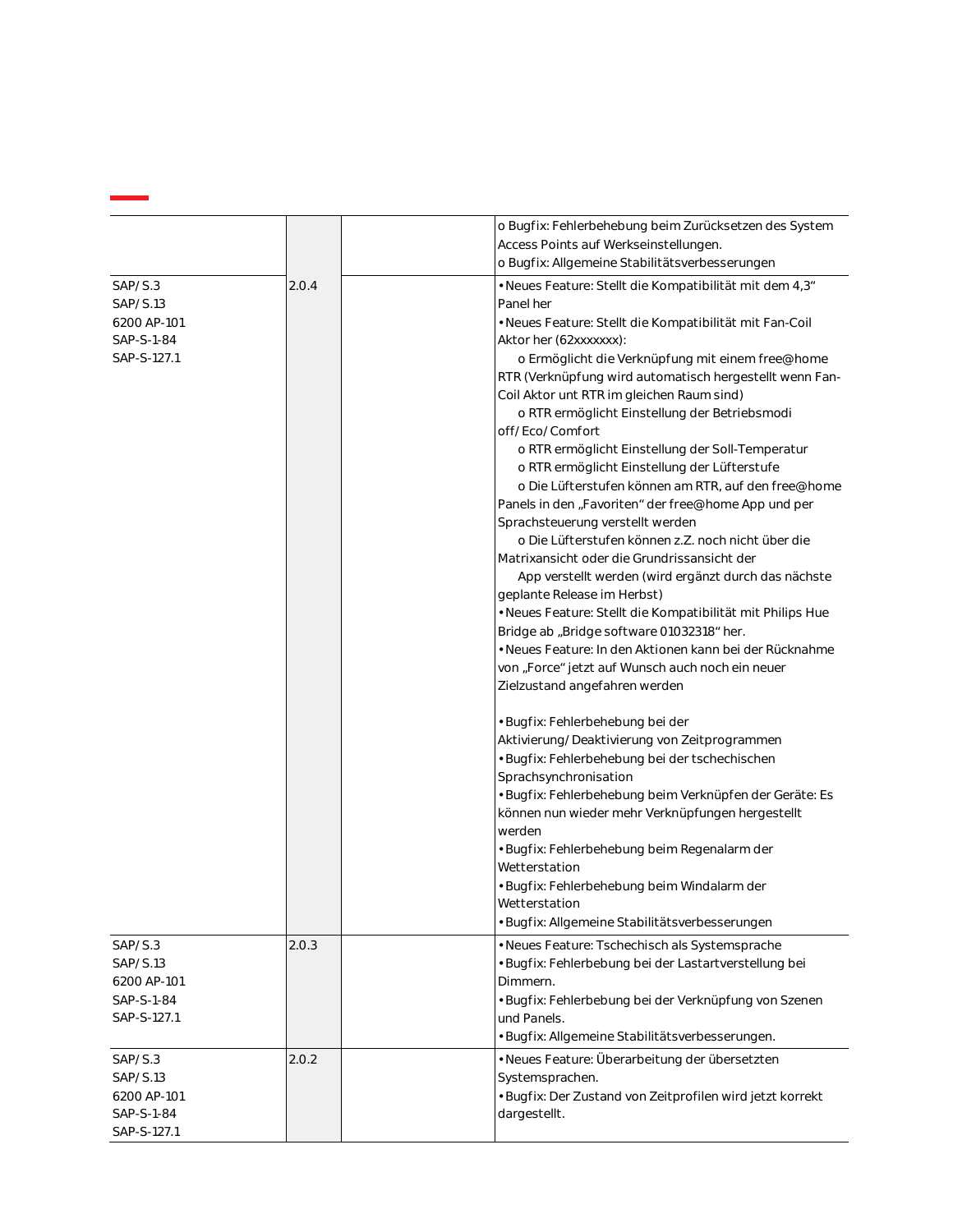| | | | |
|---|---|---|---|
| | | | o Bugfix: Fehlerbehebung beim Zurücksetzen des System Access Points auf Werkseinstellungen.<br>o Bugfix: Allgemeine Stabilitätsverbesserungen |
| SAP/S.3<br>SAP/S.13<br>6200 AP-101<br>SAP-S-1-84<br>SAP-S-127.1 | 2.0.4 | | • Neues Feature: Stellt die Kompatibilität mit dem 4,3“ Panel her<br>• Neues Feature: Stellt die Kompatibilität mit Fan-Coil Aktor her (62xxxxxxx):<br>o Ermöglicht die Verknüpfung mit einem free@home RTR (Verknüpfung wird automatisch hergestellt wenn Fan-Coil Aktor unt RTR im gleichen Raum sind)<br>o RTR ermöglicht Einstellung der Betriebsmodi off/Eco/Comfort<br>o RTR ermöglicht Einstellung der Soll-Temperatur<br>o RTR ermöglicht Einstellung der Lüfterstufe<br>o Die Lüfterstufen können am RTR, auf den free@home Panels in den „Favoriten“ der free@home App und per Sprachsteuerung verstellt werden<br>o Die Lüfterstufen können z.Z. noch nicht über die Matrixansicht oder die Grundrissansicht der App verstellt werden (wird ergänzt durch das nächste geplante Release im Herbst)<br>• Neues Feature: Stellt die Kompatibilität mit Philips Hue Bridge ab „Bridge software 01032318“ her.<br>• Neues Feature: In den Aktionen kann bei der Rücknahme von „Force“ jetzt auf Wunsch auch noch ein neuer Zielzustand angefahren werden<br><br>• Bugfix: Fehlerbehebung bei der Aktivierung/Deaktivierung von Zeitprogrammen<br>• Bugfix: Fehlerbehebung bei der tschechischen Sprachsynchronisation<br>• Bugfix: Fehlerbehebung beim Verknüpfen der Geräte: Es können nun wieder mehr Verknüpfungen hergestellt werden<br>• Bugfix: Fehlerbehebung beim Regenalarm der Wetterstation<br>• Bugfix: Fehlerbehebung beim Windalarm der Wetterstation<br>• Bugfix: Allgemeine Stabilitätsverbesserungen |
| SAP/S.3<br>SAP/S.13<br>6200 AP-101<br>SAP-S-1-84<br>SAP-S-127.1 | 2.0.3 | | • Neues Feature: Tschechisch als Systemsprache<br>• Bugfix: Fehlerbebung bei der Lastartverstellung bei Dimmern.<br>• Bugfix: Fehlerbebung bei der Verknüpfung von Szenen und Panels.<br>• Bugfix: Allgemeine Stabilitätsverbesserungen. |
| SAP/S.3<br>SAP/S.13<br>6200 AP-101<br>SAP-S-1-84<br>SAP-S-127.1 | 2.0.2 | | • Neues Feature: Überarbeitung der übersetzten Systemsprachen.<br>• Bugfix: Der Zustand von Zeitprofilen wird jetzt korrekt dargestellt. |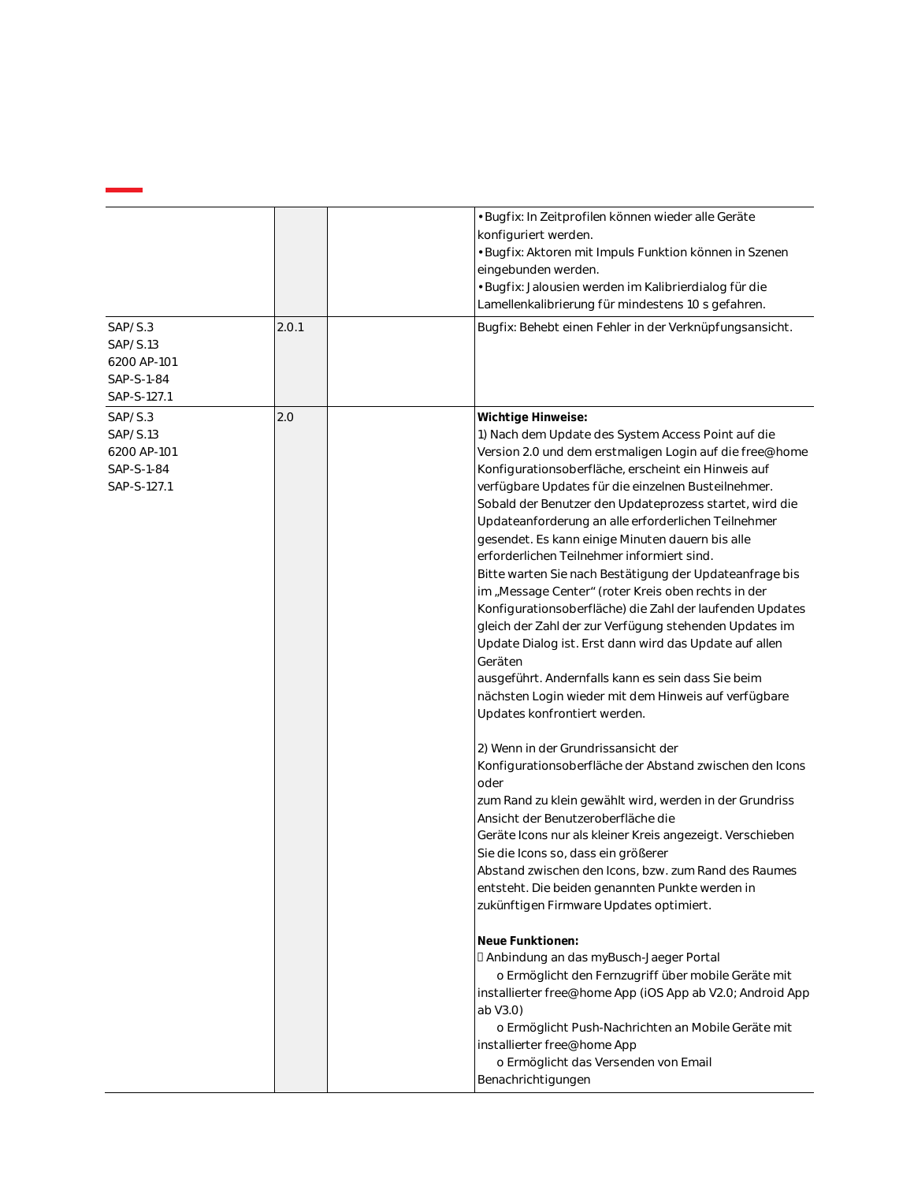| | | | |
|---|---|---|---|
| | | | • Bugfix: In Zeitprofilen können wieder alle Geräte konfiguriert werden.<br>• Bugfix: Aktoren mit Impuls Funktion können in Szenen eingebunden werden.<br>• Bugfix: Jalousien werden im Kalibrierdialog für die Lamellenkalibrierung für mindestens 10 s gefahren. |
| SAP/S.3<br>SAP/S.13<br>6200 AP-101<br>SAP-S-1-84<br>SAP-S-127.1 | 2.0.1 | | Bugfix: Behebt einen Fehler in der Verknüpfungsansicht. |
| SAP/S.3<br>SAP/S.13<br>6200 AP-101<br>SAP-S-1-84<br>SAP-S-127.1 | 2.0 | | **Wichtige Hinweise:**<br>1) Nach dem Update des System Access Point auf die Version 2.0 und dem erstmaligen Login auf die free@home Konfigurationsoberfläche, erscheint ein Hinweis auf verfügbare Updates für die einzelnen Busteilnehmer. Sobald der Benutzer den Updateprozess startet, wird die Updateanforderung an alle erforderlichen Teilnehmer gesendet. Es kann einige Minuten dauern bis alle erforderlichen Teilnehmer informiert sind.<br>Bitte warten Sie nach Bestätigung der Updateanfrage bis im „Message Center" (roter Kreis oben rechts in der Konfigurationsoberfläche) die Zahl der laufenden Updates gleich der Zahl der zur Verfügung stehenden Updates im Update Dialog ist. Erst dann wird das Update auf allen Geräten<br>ausgeführt. Andernfalls kann es sein dass Sie beim nächsten Login wieder mit dem Hinweis auf verfügbare Updates konfrontiert werden.<br><br>2) Wenn in der Grundrissansicht der Konfigurationsoberfläche der Abstand zwischen den Icons oder<br>zum Rand zu klein gewählt wird, werden in der Grundriss Ansicht der Benutzeroberfläche die<br>Geräte Icons nur als kleiner Kreis angezeigt. Verschieben Sie die Icons so, dass ein größerer<br>Abstand zwischen den Icons, bzw. zum Rand des Raumes entsteht. Die beiden genannten Punkte werden in zukünftigen Firmware Updates optimiert.<br><br>**Neue Funktionen:**<br> Anbindung an das myBusch-Jaeger Portal<br>o Ermöglicht den Fernzugriff über mobile Geräte mit installierter free@home App (iOS App ab V2.0; Android App ab V3.0)<br>o Ermöglicht Push-Nachrichten an Mobile Geräte mit installierter free@home App<br>o Ermöglicht das Versenden von Email Benachrichtigungen |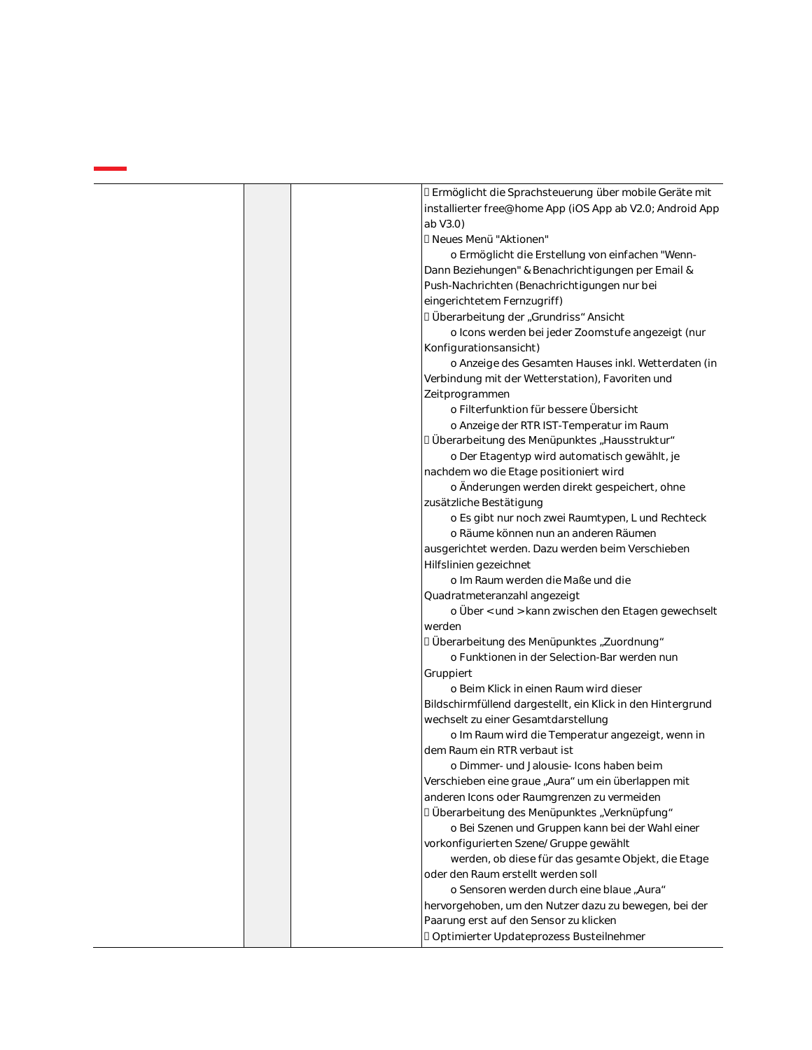| | | | Ermöglicht die Sprachsteuerung über mobile Geräte mit installierter free@home App (iOS App ab V2.0; Android App ab V3.0)<br>Neues Menü "Aktionen"<br>o Ermöglicht die Erstellung von einfachen "Wenn-Dann Beziehungen" & Benachrichtigungen per Email & Push-Nachrichten (Benachrichtigungen nur bei eingerichtetem Fernzugriff)<br>Überarbeitung der „Grundriss“ Ansicht<br>o Icons werden bei jeder Zoomstufe angezeigt (nur Konfigurationsansicht)<br>o Anzeige des Gesamten Hauses inkl. Wetterdaten (in Verbindung mit der Wetterstation), Favoriten und Zeitprogrammen<br>o Filterfunktion für bessere Übersicht<br>o Anzeige der RTR IST-Temperatur im Raum<br>Überarbeitung des Menüpunktes „Hausstruktur“<br>o Der Etagentyp wird automatisch gewählt, je nachdem wo die Etage positioniert wird<br>o Änderungen werden direkt gespeichert, ohne zusätzliche Bestätigung<br>o Es gibt nur noch zwei Raumtypen, L und Rechteck<br>o Räume können nun an anderen Räumen ausgerichtet werden. Dazu werden beim Verschieben Hilfslinien gezeichnet<br>o Im Raum werden die Maße und die Quadratmeteranzahl angezeigt<br>o Über < und > kann zwischen den Etagen gewechselt werden<br>Überarbeitung des Menüpunktes „Zuordnung“<br>o Funktionen in der Selection-Bar werden nun Gruppiert<br>o Beim Klick in einen Raum wird dieser Bildschirmfüllend dargestellt, ein Klick in den Hintergrund wechselt zu einer Gesamtdarstellung<br>o Im Raum wird die Temperatur angezeigt, wenn in dem Raum ein RTR verbaut ist<br>o Dimmer- und Jalousie- Icons haben beim Verschieben eine graue „Aura“ um ein überlappen mit anderen Icons oder Raumgrenzen zu vermeiden<br>Überarbeitung des Menüpunktes „Verknüpfung“<br>o Bei Szenen und Gruppen kann bei der Wahl einer vorkonfigurierten Szene/Gruppe gewählt werden, ob diese für das gesamte Objekt, die Etage oder den Raum erstellt werden soll<br>o Sensoren werden durch eine blaue „Aura“ hervorgehoben, um den Nutzer dazu zu bewegen, bei der Paarung erst auf den Sensor zu klicken<br>Optimierter Updateprozess Busteilnehmer |
|---|---|---|---|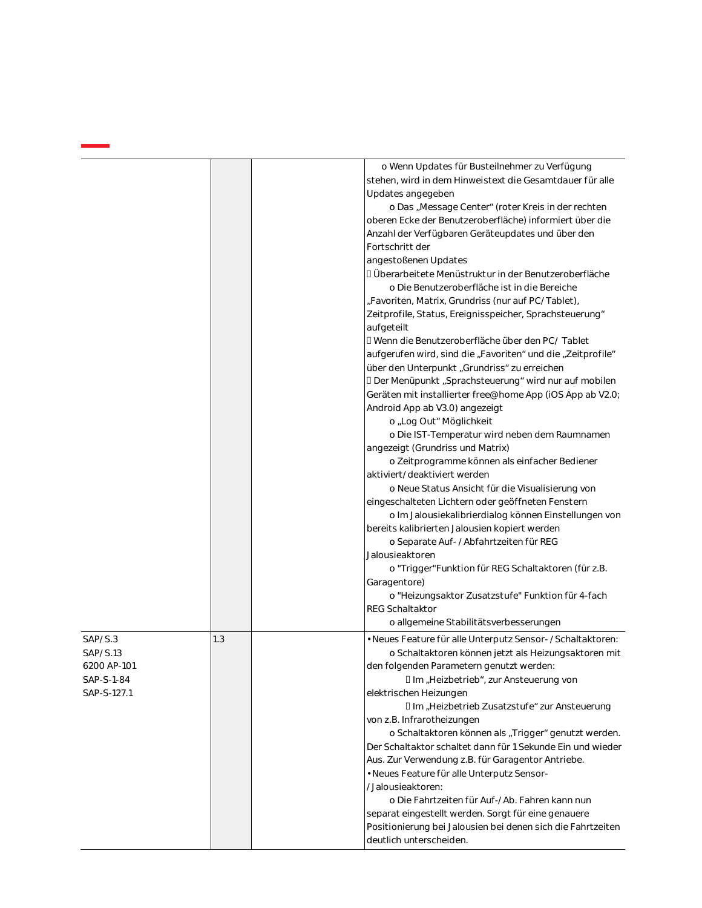| | | | |
|---|---|---|---|
| | | | o Wenn Updates für Busteilnehmer zu Verfügung stehen, wird in dem Hinweistext die Gesamtdauer für alle Updates angegeben<br>o Das „Message Center“ (roter Kreis in der rechten oberen Ecke der Benutzeroberfläche) informiert über die Anzahl der Verfügbaren Geräteupdates und über den Fortschritt der angestoßenen Updates<br> Überarbeitete Menüstruktur in der Benutzeroberfläche<br>o Die Benutzeroberfläche ist in die Bereiche „Favoriten, Matrix, Grundriss (nur auf PC/Tablet), Zeitprofile, Status, Ereignisspeicher, Sprachsteuerung“ aufgeteilt<br> Wenn die Benutzeroberfläche über den PC/ Tablet aufgerufen wird, sind die „Favoriten“ und die „Zeitprofile“ über den Unterpunkt „Grundriss“ zu erreichen<br> Der Menüpunkt „Sprachsteuerung“ wird nur auf mobilen Geräten mit installierter free@home App (iOS App ab V2.0; Android App ab V3.0) angezeigt<br>o „Log Out“ Möglichkeit<br>o Die IST-Temperatur wird neben dem Raumnamen angezeigt (Grundriss und Matrix)<br>o Zeitprogramme können als einfacher Bediener aktiviert/deaktiviert werden<br>o Neue Status Ansicht für die Visualisierung von eingeschalteten Lichtern oder geöffneten Fenstern<br>o Im Jalousiekalibrierdialog können Einstellungen von bereits kalibrierten Jalousien kopiert werden<br>o Separate Auf- / Abfahrtzeiten für REG Jalousieaktoren<br>o "Trigger"Funktion für REG Schaltaktoren (für z.B. Garagentore)<br>o "Heizungsaktor Zusatzstufe" Funktion für 4-fach REG Schaltaktor<br>o allgemeine Stabilitätsverbesserungen |
| SAP/S.3<br>SAP/S.13<br>6200 AP-101<br>SAP-S-1-84<br>SAP-S-127.1 | 1.3 | | • Neues Feature für alle Unterputz Sensor- / Schaltaktoren:<br>o Schaltaktoren können jetzt als Heizungsaktoren mit den folgenden Parametern genutzt werden:<br> Im „Heizbetrieb“, zur Ansteuerung von elektrischen Heizungen<br> Im „Heizbetrieb Zusatzstufe“ zur Ansteuerung von z.B. Infrarotheizungen<br>o Schaltaktoren können als „Trigger“ genutzt werden. Der Schaltaktor schaltet dann für 1 Sekunde Ein und wieder Aus. Zur Verwendung z.B. für Garagentor Antriebe.<br>• Neues Feature für alle Unterputz Sensor- / Jalousieaktoren:<br>o Die Fahrtzeiten für Auf-/Ab. Fahren kann nun separat eingestellt werden. Sorgt für eine genauere Positionierung bei Jalousien bei denen sich die Fahrtzeiten deutlich unterscheiden. |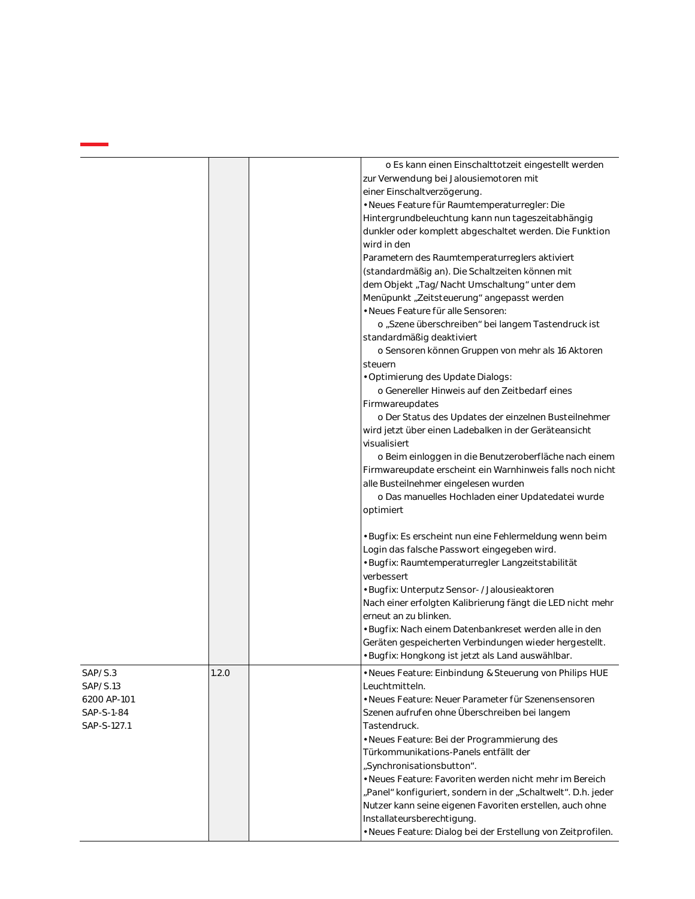| | | | |
|---|---|---|---|
| | | | o Es kann einen Einschalttotzeit eingestellt werden zur Verwendung bei Jalousiemotoren mit einer Einschaltverzögerung.<br>• Neues Feature für Raumtemperaturregler: Die Hintergrundbeleuchtung kann nun tageszeitabhängig dunkler oder komplett abgeschaltet werden. Die Funktion wird in den Parametern des Raumtemperaturreglers aktiviert (standardmäßig an). Die Schaltzeiten können mit dem Objekt „Tag/ Nacht Umschaltung“ unter dem Menüpunkt „Zeitsteuerung“ angepasst werden<br>• Neues Feature für alle Sensoren:<br>o „Szene überschreiben“ bei langem Tastendruck ist standardmäßig deaktiviert<br>o Sensoren können Gruppen von mehr als 16 Aktoren steuern<br>• Optimierung des Update Dialogs:<br>o Genereller Hinweis auf den Zeitbedarf eines Firmwareupdates<br>o Der Status des Updates der einzelnen Busteilnehmer wird jetzt über einen Ladebalken in der Geräteansicht visualisiert<br>o Beim einloggen in die Benutzeroberfläche nach einem Firmwareupdate erscheint ein Warnhinweis falls noch nicht alle Busteilnehmer eingelesen wurden<br>o Das manuelles Hochladen einer Updatedatei wurde optimiert<br><br>• Bugfix: Es erscheint nun eine Fehlermeldung wenn beim Login das falsche Passwort eingegeben wird.<br>• Bugfix: Raumtemperaturregler Langzeitstabilität verbessert<br>• Bugfix: Unterputz Sensor- / Jalousieaktoren Nach einer erfolgten Kalibrierung fängt die LED nicht mehr erneut an zu blinken.<br>• Bugfix: Nach einem Datenbankreset werden alle in den Geräten gespeicherten Verbindungen wieder hergestellt.<br>• Bugfix: Hongkong ist jetzt als Land auswählbar. |
| SAP/ S.3<br>SAP/ S.13<br>6200 AP-101<br>SAP-S-1-84<br>SAP-S-127.1 | 1.2.0 | | • Neues Feature: Einbindung & Steuerung von Philips HUE Leuchtmitteln.<br>• Neues Feature: Neuer Parameter für Szenensensoren Szenen aufrufen ohne Überschreiben bei langem Tastendruck.<br>• Neues Feature: Bei der Programmierung des Türkommunikations-Panels entfällt der „Synchronisationsbutton“.<br>• Neues Feature: Favoriten werden nicht mehr im Bereich „Panel“ konfiguriert, sondern in der „Schaltwelt“. D.h. jeder Nutzer kann seine eigenen Favoriten erstellen, auch ohne Installateursberechtigung.<br>• Neues Feature: Dialog bei der Erstellung von Zeitprofilen. |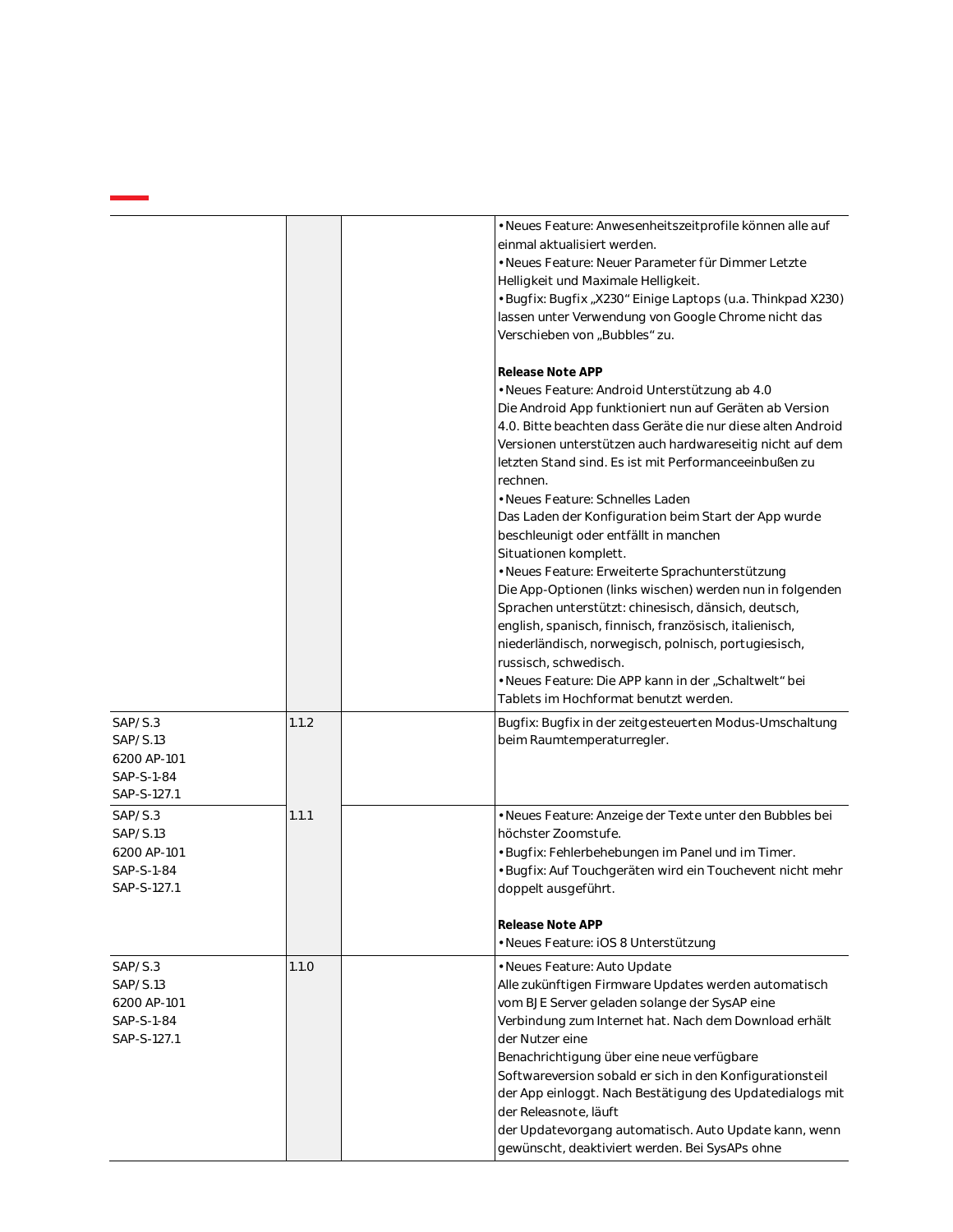| | | | |
|---|---|---|---|
| | | | • Neues Feature: Anwesenheitszeitprofile können alle auf einmal aktualisiert werden.<br>• Neues Feature: Neuer Parameter für Dimmer Letzte Helligkeit und Maximale Helligkeit.<br>• Bugfix: Bugfix „X230“ Einige Laptops (u.a. Thinkpad X230) lassen unter Verwendung von Google Chrome nicht das Verschieben von „Bubbles“ zu.<br><br>**Release Note APP**<br>• Neues Feature: Android Unterstützung ab 4.0<br>Die Android App funktioniert nun auf Geräten ab Version 4.0. Bitte beachten dass Geräte die nur diese alten Android Versionen unterstützen auch hardwareseitig nicht auf dem letzten Stand sind. Es ist mit Performanceeinbußen zu rechnen.<br>• Neues Feature: Schnelles Laden<br>Das Laden der Konfiguration beim Start der App wurde beschleunigt oder entfällt in manchen Situationen komplett.<br>• Neues Feature: Erweiterte Sprachunterstützung<br>Die App-Optionen (links wischen) werden nun in folgenden Sprachen unterstützt: chinesisch, dänsich, deutsch, english, spanisch, finnisch, französisch, italienisch, niederländisch, norwegisch, polnisch, portugiesisch, russisch, schwedisch.<br>• Neues Feature: Die APP kann in der „Schaltwelt“ bei Tablets im Hochformat benutzt werden. |
| SAP/S.3<br>SAP/S.13<br>6200 AP-101<br>SAP-S-1-84<br>SAP-S-127.1 | 1.1.2 | | Bugfix: Bugfix in der zeitgesteuerten Modus-Umschaltung beim Raumtemperaturregler. |
| SAP/S.3<br>SAP/S.13<br>6200 AP-101<br>SAP-S-1-84<br>SAP-S-127.1 | 1.1.1 | | • Neues Feature: Anzeige der Texte unter den Bubbles bei höchster Zoomstufe.<br>• Bugfix: Fehlerbehebungen im Panel und im Timer.<br>• Bugfix: Auf Touchgeräten wird ein Touchevent nicht mehr doppelt ausgeführt.<br><br>**Release Note APP**<br>• Neues Feature: iOS 8 Unterstützung |
| SAP/S.3<br>SAP/S.13<br>6200 AP-101<br>SAP-S-1-84<br>SAP-S-127.1 | 1.1.0 | | • Neues Feature: Auto Update<br>Alle zukünftigen Firmware Updates werden automatisch vom BJE Server geladen solange der SysAP eine Verbindung zum Internet hat. Nach dem Download erhält der Nutzer eine Benachrichtigung über eine neue verfügbare Softwareversion sobald er sich in den Konfigurationsteil der App einloggt. Nach Bestätigung des Updatedialogs mit der Releasnote, läuft der Updatevorgang automatisch. Auto Update kann, wenn gewünscht, deaktiviert werden. Bei SysAPs ohne |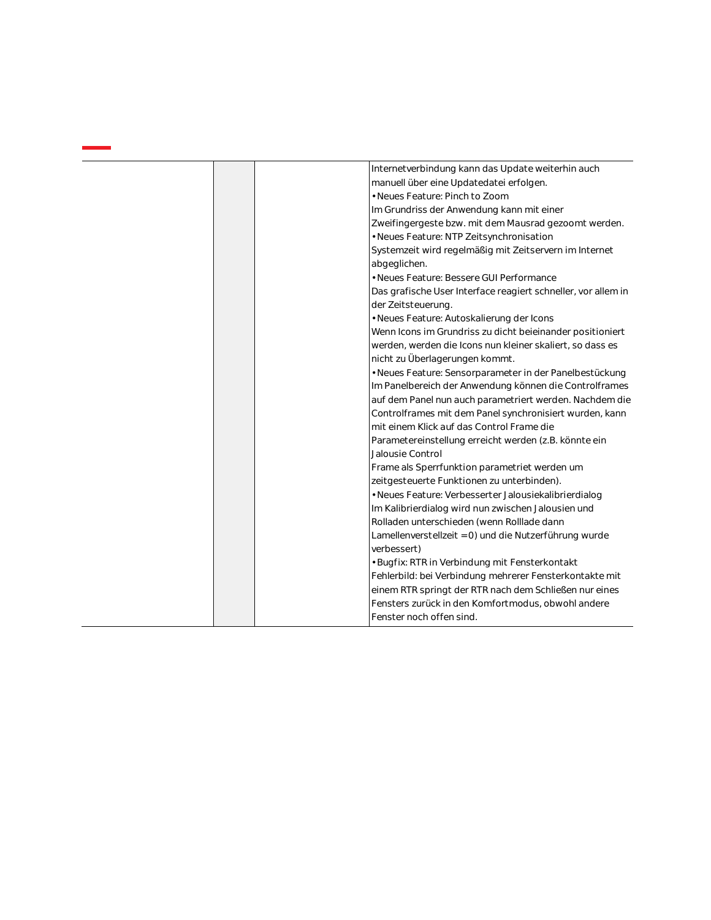| | | | |
|---|---|---|---|
| | | | Internetverbindung kann das Update weiterhin auch manuell über eine Updatedatei erfolgen.<br>• Neues Feature: Pinch to Zoom<br>Im Grundriss der Anwendung kann mit einer Zweifingergeste bzw. mit dem Mausrad gezoomt werden.<br>• Neues Feature: NTP Zeitsynchronisation<br>Systemzeit wird regelmäßig mit Zeitservern im Internet abgeglichen.<br>• Neues Feature: Bessere GUI Performance<br>Das grafische User Interface reagiert schneller, vor allem in der Zeitsteuerung.<br>• Neues Feature: Autoskalierung der Icons<br>Wenn Icons im Grundriss zu dicht beieinander positioniert werden, werden die Icons nun kleiner skaliert, so dass es nicht zu Überlagerungen kommt.<br>• Neues Feature: Sensorparameter in der Panelbestückung<br>Im Panelbereich der Anwendung können die Controlframes auf dem Panel nun auch parametriert werden. Nachdem die Controlframes mit dem Panel synchronisiert wurden, kann mit einem Klick auf das Control Frame die Parametereinstellung erreicht werden (z.B. könnte ein Jalousie Control<br>Frame als Sperrfunktion parametriet werden um zeitgesteuerte Funktionen zu unterbinden).<br>• Neues Feature: Verbesserter Jalousiekalibrierdialog<br>Im Kalibrierdialog wird nun zwischen Jalousien und Rolladen unterschieden (wenn Rolllade dann Lamellenverstellzeit = 0) und die Nutzerführung wurde verbessert)<br>• Bugfix: RTR in Verbindung mit Fensterkontakt<br>Fehlerbild: bei Verbindung mehrerer Fensterkontakte mit einem RTR springt der RTR nach dem Schließen nur eines Fensters zurück in den Komfortmodus, obwohl andere Fenster noch offen sind. |